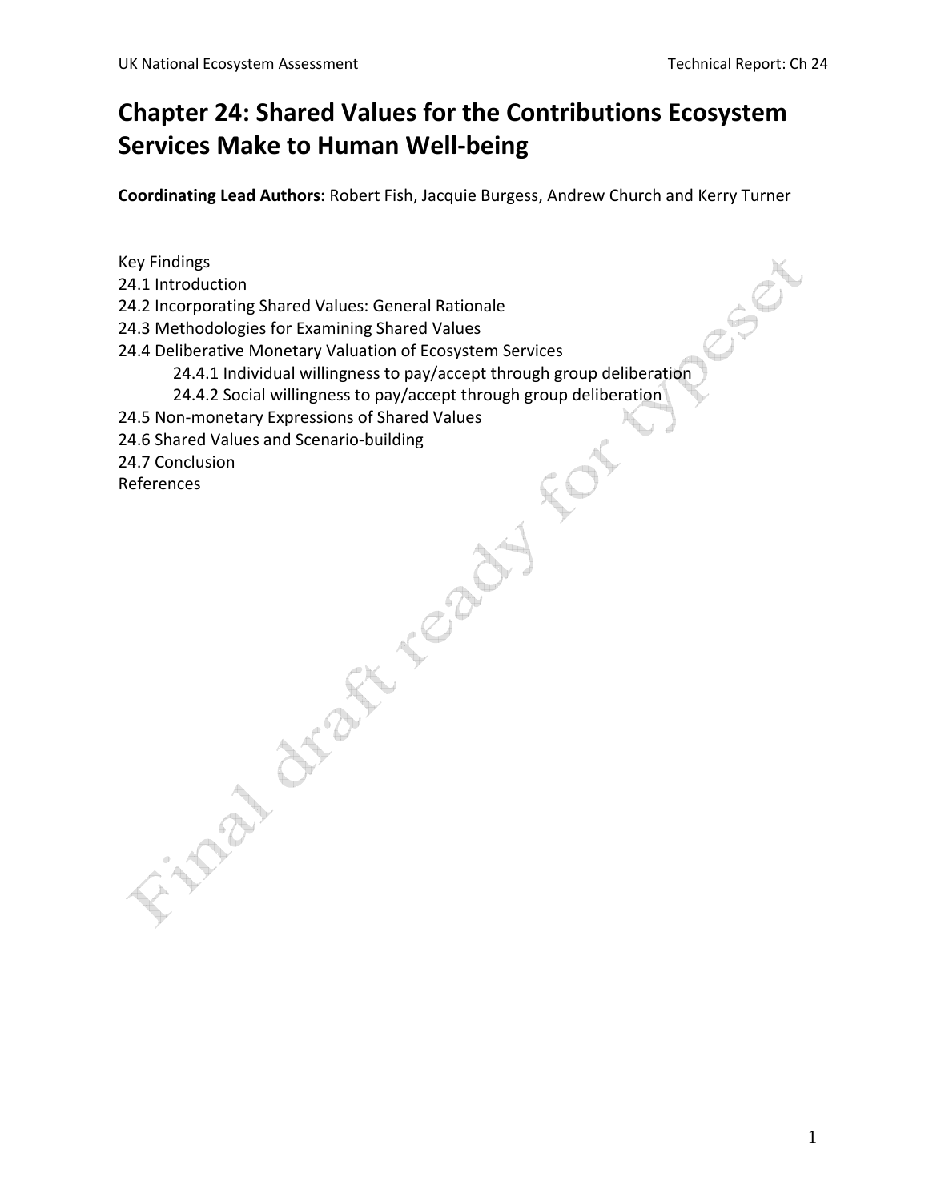# Chapter 24: Shared Values for the Contributions Ecosystem Services Make to Human Well-being

**Coordinating Lead Authors:** Robert Fish, Jacquie Burgess, Andrew Church and Kerry Turner

Key Findings
24.1 Introduction
24.2 Incorporating Shared Values: General Rationale
24.3 Methodologies for Examining Shared Values
24.4 Deliberative Monetary Valuation of Ecosystem Services
  24.4.1 Individual willingness to pay/accept through group deliberation
  24.4.2 Social willingness to pay/accept through group deliberation
24.5 Non-monetary Expressions of Shared Values
24.6 Shared Values and Scenario-building
24.7 Conclusion
References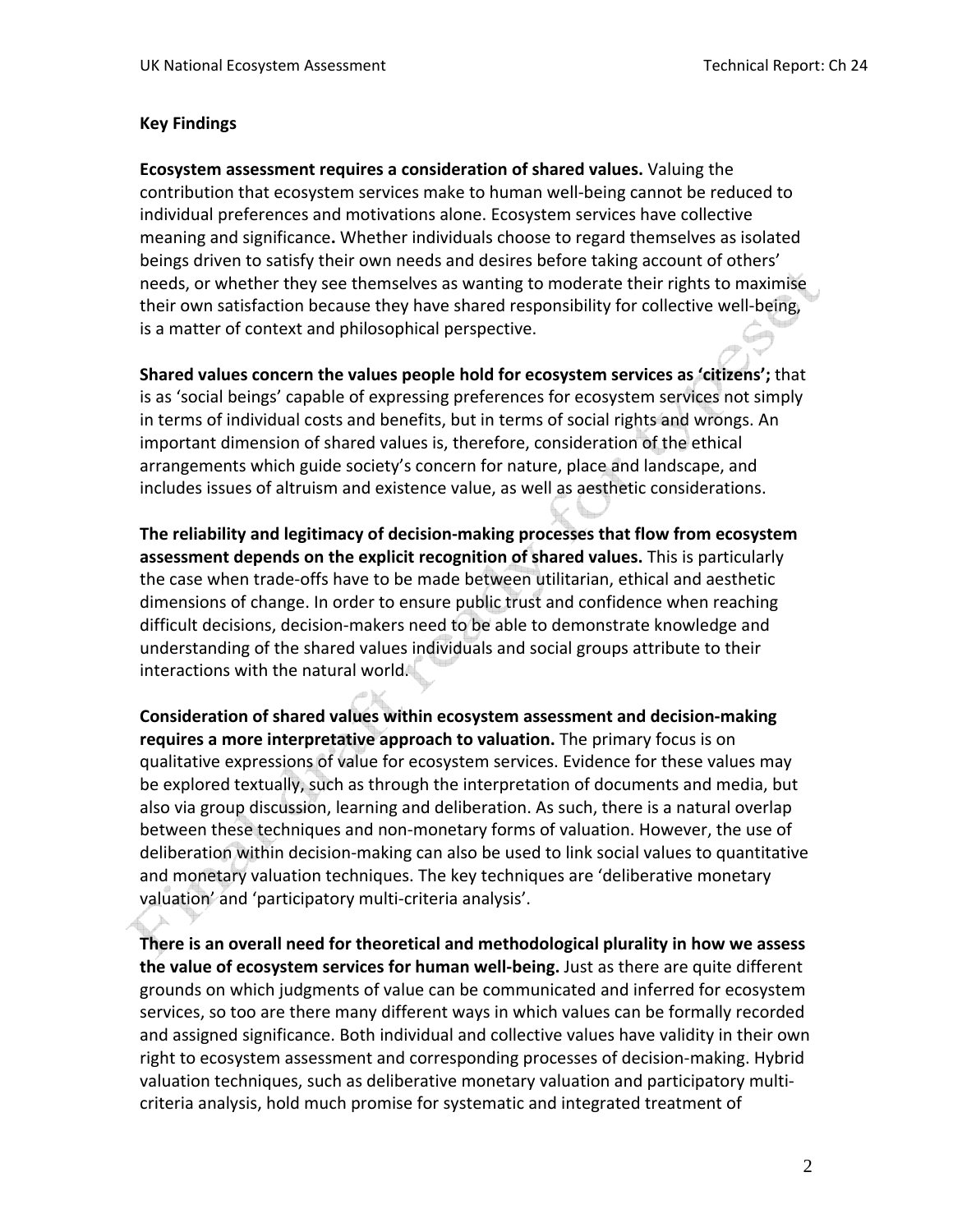**Key Findings**

**Ecosystem assessment requires a consideration of shared values.** Valuing the contribution that ecosystem services make to human well-being cannot be reduced to individual preferences and motivations alone. Ecosystem services have collective meaning and significance**.** Whether individuals choose to regard themselves as isolated beings driven to satisfy their own needs and desires before taking account of others' needs, or whether they see themselves as wanting to moderate their rights to maximise their own satisfaction because they have shared responsibility for collective well-being, is a matter of context and philosophical perspective.

**Shared values concern the values people hold for ecosystem services as 'citizens';** that is as 'social beings' capable of expressing preferences for ecosystem services not simply in terms of individual costs and benefits, but in terms of social rights and wrongs. An important dimension of shared values is, therefore, consideration of the ethical arrangements which guide society's concern for nature, place and landscape, and includes issues of altruism and existence value, as well as aesthetic considerations.

**The reliability and legitimacy of decision-making processes that flow from ecosystem assessment depends on the explicit recognition of shared values.** This is particularly the case when trade-offs have to be made between utilitarian, ethical and aesthetic dimensions of change. In order to ensure public trust and confidence when reaching difficult decisions, decision-makers need to be able to demonstrate knowledge and understanding of the shared values individuals and social groups attribute to their interactions with the natural world.

**Consideration of shared values within ecosystem assessment and decision-making requires a more interpretative approach to valuation.** The primary focus is on qualitative expressions of value for ecosystem services. Evidence for these values may be explored textually, such as through the interpretation of documents and media, but also via group discussion, learning and deliberation. As such, there is a natural overlap between these techniques and non-monetary forms of valuation. However, the use of deliberation within decision-making can also be used to link social values to quantitative and monetary valuation techniques. The key techniques are 'deliberative monetary valuation' and 'participatory multi-criteria analysis'.

**There is an overall need for theoretical and methodological plurality in how we assess the value of ecosystem services for human well-being.** Just as there are quite different grounds on which judgments of value can be communicated and inferred for ecosystem services, so too are there many different ways in which values can be formally recorded and assigned significance. Both individual and collective values have validity in their own right to ecosystem assessment and corresponding processes of decision-making. Hybrid valuation techniques, such as deliberative monetary valuation and participatory multi-criteria analysis, hold much promise for systematic and integrated treatment of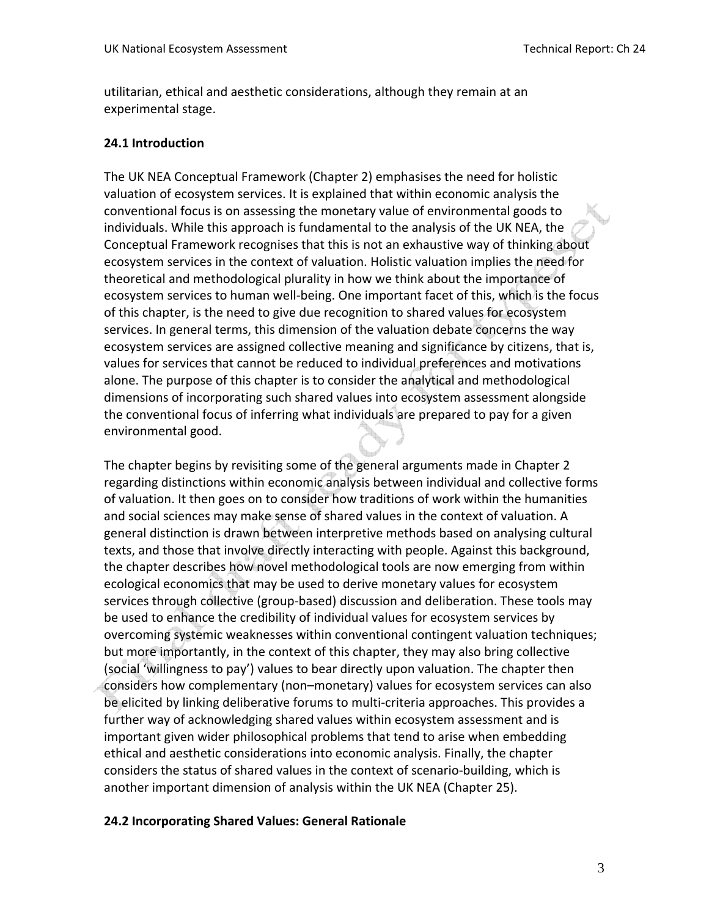utilitarian, ethical and aesthetic considerations, although they remain at an experimental stage.

## 24.1 Introduction

The UK NEA Conceptual Framework (Chapter 2) emphasises the need for holistic valuation of ecosystem services. It is explained that within economic analysis the conventional focus is on assessing the monetary value of environmental goods to individuals. While this approach is fundamental to the analysis of the UK NEA, the Conceptual Framework recognises that this is not an exhaustive way of thinking about ecosystem services in the context of valuation. Holistic valuation implies the need for theoretical and methodological plurality in how we think about the importance of ecosystem services to human well-being. One important facet of this, which is the focus of this chapter, is the need to give due recognition to shared values for ecosystem services. In general terms, this dimension of the valuation debate concerns the way ecosystem services are assigned collective meaning and significance by citizens, that is, values for services that cannot be reduced to individual preferences and motivations alone. The purpose of this chapter is to consider the analytical and methodological dimensions of incorporating such shared values into ecosystem assessment alongside the conventional focus of inferring what individuals are prepared to pay for a given environmental good.

The chapter begins by revisiting some of the general arguments made in Chapter 2 regarding distinctions within economic analysis between individual and collective forms of valuation. It then goes on to consider how traditions of work within the humanities and social sciences may make sense of shared values in the context of valuation. A general distinction is drawn between interpretive methods based on analysing cultural texts, and those that involve directly interacting with people. Against this background, the chapter describes how novel methodological tools are now emerging from within ecological economics that may be used to derive monetary values for ecosystem services through collective (group-based) discussion and deliberation. These tools may be used to enhance the credibility of individual values for ecosystem services by overcoming systemic weaknesses within conventional contingent valuation techniques; but more importantly, in the context of this chapter, they may also bring collective (social 'willingness to pay') values to bear directly upon valuation. The chapter then considers how complementary (non–monetary) values for ecosystem services can also be elicited by linking deliberative forums to multi-criteria approaches. This provides a further way of acknowledging shared values within ecosystem assessment and is important given wider philosophical problems that tend to arise when embedding ethical and aesthetic considerations into economic analysis. Finally, the chapter considers the status of shared values in the context of scenario-building, which is another important dimension of analysis within the UK NEA (Chapter 25).

## 24.2 Incorporating Shared Values: General Rationale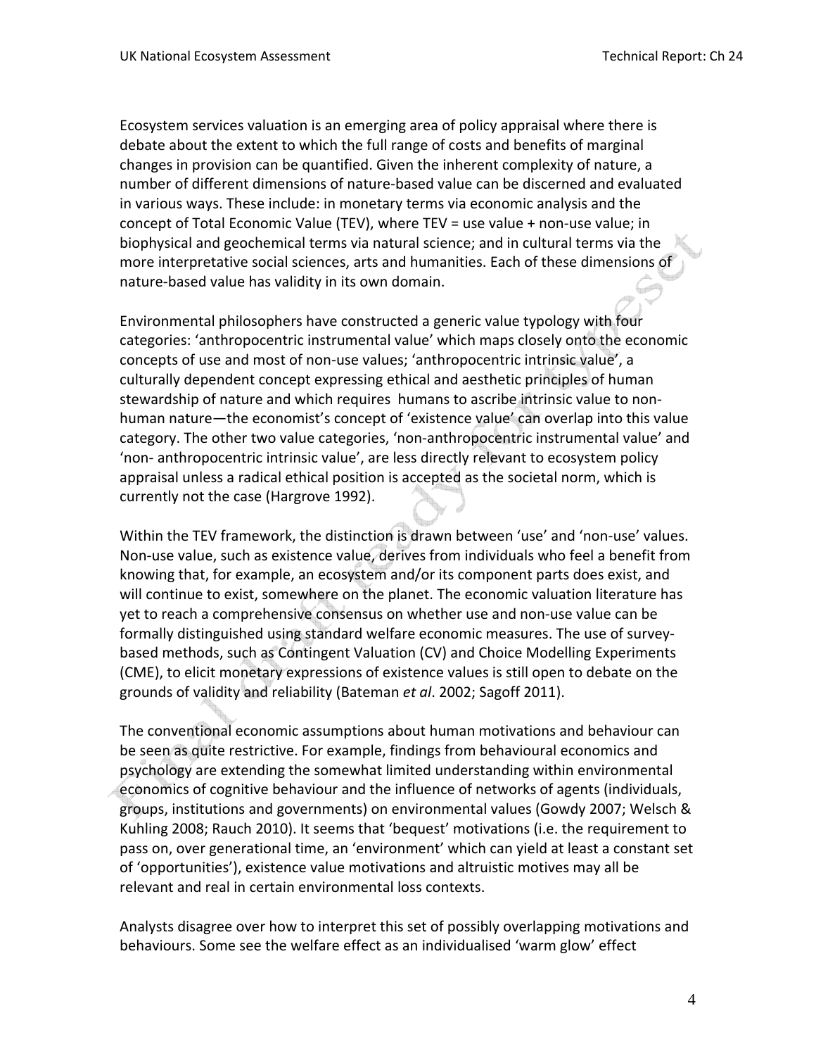Ecosystem services valuation is an emerging area of policy appraisal where there is debate about the extent to which the full range of costs and benefits of marginal changes in provision can be quantified. Given the inherent complexity of nature, a number of different dimensions of nature-based value can be discerned and evaluated in various ways. These include: in monetary terms via economic analysis and the concept of Total Economic Value (TEV), where TEV = use value + non-use value; in biophysical and geochemical terms via natural science; and in cultural terms via the more interpretative social sciences, arts and humanities. Each of these dimensions of nature-based value has validity in its own domain.

Environmental philosophers have constructed a generic value typology with four categories: 'anthropocentric instrumental value' which maps closely onto the economic concepts of use and most of non-use values; 'anthropocentric intrinsic value', a culturally dependent concept expressing ethical and aesthetic principles of human stewardship of nature and which requires humans to ascribe intrinsic value to non-human nature—the economist's concept of 'existence value' can overlap into this value category. The other two value categories, 'non-anthropocentric instrumental value' and 'non- anthropocentric intrinsic value', are less directly relevant to ecosystem policy appraisal unless a radical ethical position is accepted as the societal norm, which is currently not the case (Hargrove 1992).

Within the TEV framework, the distinction is drawn between 'use' and 'non-use' values. Non-use value, such as existence value, derives from individuals who feel a benefit from knowing that, for example, an ecosystem and/or its component parts does exist, and will continue to exist, somewhere on the planet. The economic valuation literature has yet to reach a comprehensive consensus on whether use and non-use value can be formally distinguished using standard welfare economic measures. The use of survey-based methods, such as Contingent Valuation (CV) and Choice Modelling Experiments (CME), to elicit monetary expressions of existence values is still open to debate on the grounds of validity and reliability (Bateman *et al*. 2002; Sagoff 2011).

The conventional economic assumptions about human motivations and behaviour can be seen as quite restrictive. For example, findings from behavioural economics and psychology are extending the somewhat limited understanding within environmental economics of cognitive behaviour and the influence of networks of agents (individuals, groups, institutions and governments) on environmental values (Gowdy 2007; Welsch & Kuhling 2008; Rauch 2010). It seems that 'bequest' motivations (i.e. the requirement to pass on, over generational time, an 'environment' which can yield at least a constant set of 'opportunities'), existence value motivations and altruistic motives may all be relevant and real in certain environmental loss contexts.

Analysts disagree over how to interpret this set of possibly overlapping motivations and behaviours. Some see the welfare effect as an individualised 'warm glow' effect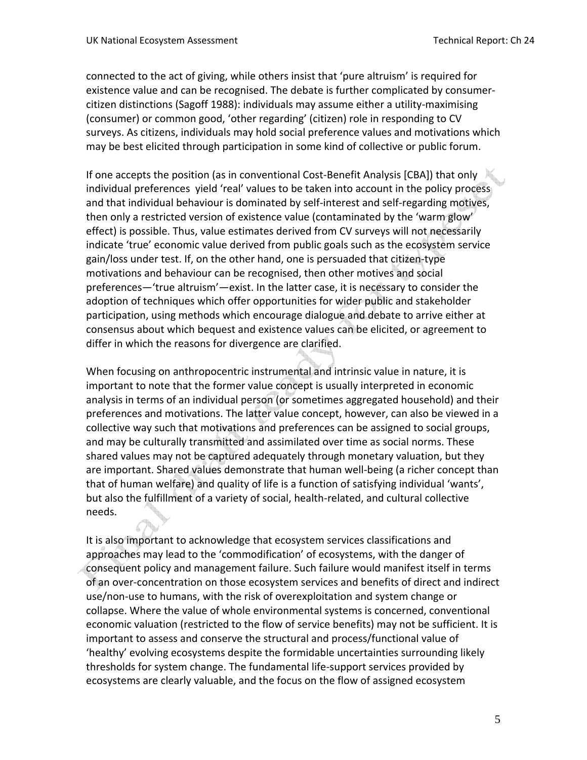connected to the act of giving, while others insist that 'pure altruism' is required for existence value and can be recognised. The debate is further complicated by consumer-citizen distinctions (Sagoff 1988): individuals may assume either a utility-maximising (consumer) or common good, 'other regarding' (citizen) role in responding to CV surveys. As citizens, individuals may hold social preference values and motivations which may be best elicited through participation in some kind of collective or public forum.

If one accepts the position (as in conventional Cost-Benefit Analysis [CBA]) that only individual preferences yield 'real' values to be taken into account in the policy process and that individual behaviour is dominated by self-interest and self-regarding motives, then only a restricted version of existence value (contaminated by the 'warm glow' effect) is possible. Thus, value estimates derived from CV surveys will not necessarily indicate 'true' economic value derived from public goals such as the ecosystem service gain/loss under test. If, on the other hand, one is persuaded that citizen-type motivations and behaviour can be recognised, then other motives and social preferences—'true altruism'—exist. In the latter case, it is necessary to consider the adoption of techniques which offer opportunities for wider public and stakeholder participation, using methods which encourage dialogue and debate to arrive either at consensus about which bequest and existence values can be elicited, or agreement to differ in which the reasons for divergence are clarified.

When focusing on anthropocentric instrumental and intrinsic value in nature, it is important to note that the former value concept is usually interpreted in economic analysis in terms of an individual person (or sometimes aggregated household) and their preferences and motivations. The latter value concept, however, can also be viewed in a collective way such that motivations and preferences can be assigned to social groups, and may be culturally transmitted and assimilated over time as social norms. These shared values may not be captured adequately through monetary valuation, but they are important. Shared values demonstrate that human well-being (a richer concept than that of human welfare) and quality of life is a function of satisfying individual 'wants', but also the fulfillment of a variety of social, health-related, and cultural collective needs.

It is also important to acknowledge that ecosystem services classifications and approaches may lead to the 'commodification' of ecosystems, with the danger of consequent policy and management failure. Such failure would manifest itself in terms of an over-concentration on those ecosystem services and benefits of direct and indirect use/non-use to humans, with the risk of overexploitation and system change or collapse. Where the value of whole environmental systems is concerned, conventional economic valuation (restricted to the flow of service benefits) may not be sufficient. It is important to assess and conserve the structural and process/functional value of 'healthy' evolving ecosystems despite the formidable uncertainties surrounding likely thresholds for system change. The fundamental life-support services provided by ecosystems are clearly valuable, and the focus on the flow of assigned ecosystem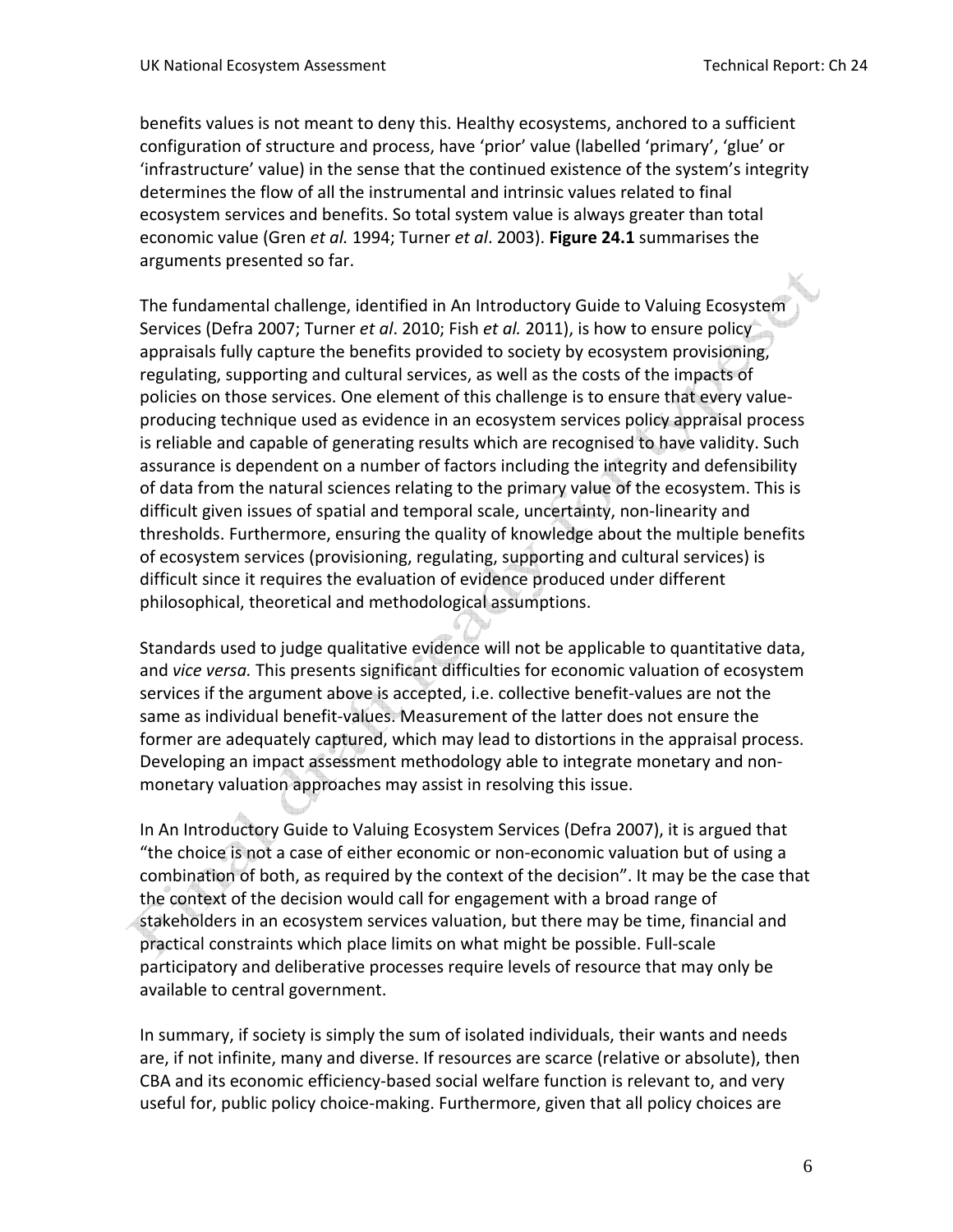benefits values is not meant to deny this. Healthy ecosystems, anchored to a sufficient configuration of structure and process, have 'prior' value (labelled 'primary', 'glue' or 'infrastructure' value) in the sense that the continued existence of the system's integrity determines the flow of all the instrumental and intrinsic values related to final ecosystem services and benefits. So total system value is always greater than total economic value (Gren *et al.* 1994; Turner *et al*. 2003). **Figure 24.1** summarises the arguments presented so far.

The fundamental challenge, identified in An Introductory Guide to Valuing Ecosystem Services (Defra 2007; Turner *et al*. 2010; Fish *et al.* 2011), is how to ensure policy appraisals fully capture the benefits provided to society by ecosystem provisioning, regulating, supporting and cultural services, as well as the costs of the impacts of policies on those services. One element of this challenge is to ensure that every value-producing technique used as evidence in an ecosystem services policy appraisal process is reliable and capable of generating results which are recognised to have validity. Such assurance is dependent on a number of factors including the integrity and defensibility of data from the natural sciences relating to the primary value of the ecosystem. This is difficult given issues of spatial and temporal scale, uncertainty, non-linearity and thresholds. Furthermore, ensuring the quality of knowledge about the multiple benefits of ecosystem services (provisioning, regulating, supporting and cultural services) is difficult since it requires the evaluation of evidence produced under different philosophical, theoretical and methodological assumptions.

Standards used to judge qualitative evidence will not be applicable to quantitative data, and *vice versa.* This presents significant difficulties for economic valuation of ecosystem services if the argument above is accepted, i.e. collective benefit-values are not the same as individual benefit-values. Measurement of the latter does not ensure the former are adequately captured, which may lead to distortions in the appraisal process. Developing an impact assessment methodology able to integrate monetary and non-monetary valuation approaches may assist in resolving this issue.

In An Introductory Guide to Valuing Ecosystem Services (Defra 2007), it is argued that "the choice is not a case of either economic or non-economic valuation but of using a combination of both, as required by the context of the decision". It may be the case that the context of the decision would call for engagement with a broad range of stakeholders in an ecosystem services valuation, but there may be time, financial and practical constraints which place limits on what might be possible. Full-scale participatory and deliberative processes require levels of resource that may only be available to central government.

In summary, if society is simply the sum of isolated individuals, their wants and needs are, if not infinite, many and diverse. If resources are scarce (relative or absolute), then CBA and its economic efficiency-based social welfare function is relevant to, and very useful for, public policy choice-making. Furthermore, given that all policy choices are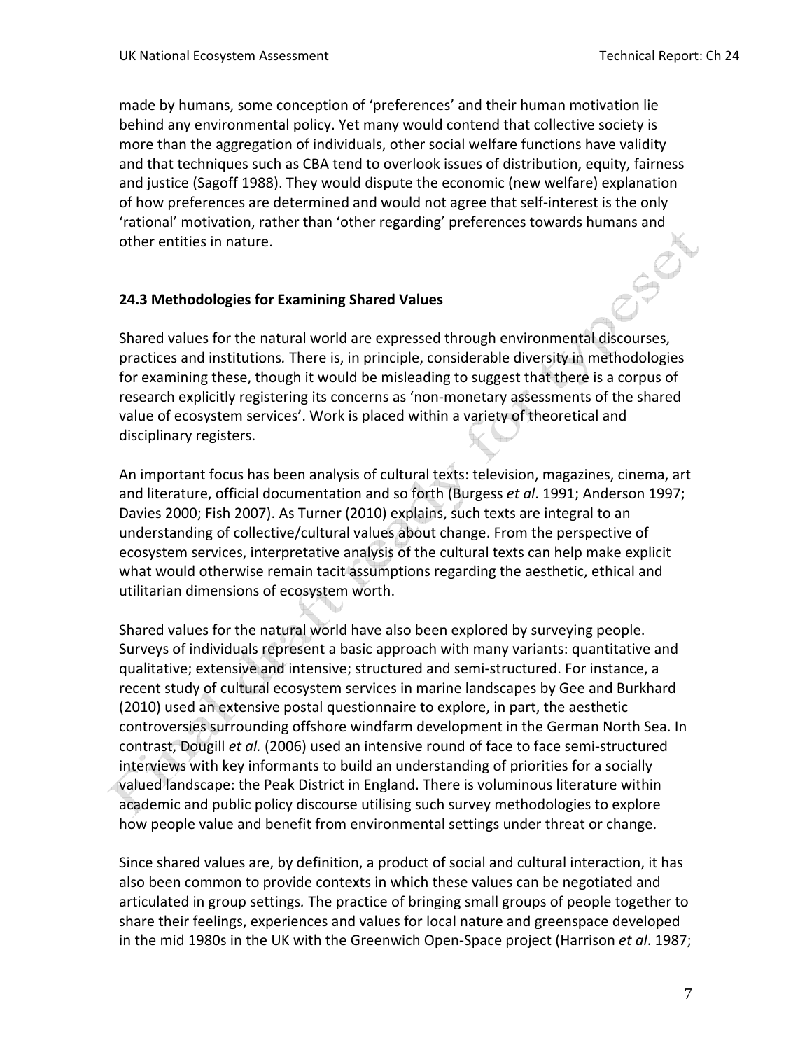made by humans, some conception of 'preferences' and their human motivation lie behind any environmental policy. Yet many would contend that collective society is more than the aggregation of individuals, other social welfare functions have validity and that techniques such as CBA tend to overlook issues of distribution, equity, fairness and justice (Sagoff 1988). They would dispute the economic (new welfare) explanation of how preferences are determined and would not agree that self-interest is the only 'rational' motivation, rather than 'other regarding' preferences towards humans and other entities in nature.

## 24.3 Methodologies for Examining Shared Values

Shared values for the natural world are expressed through environmental discourses, practices and institutions. There is, in principle, considerable diversity in methodologies for examining these, though it would be misleading to suggest that there is a corpus of research explicitly registering its concerns as 'non-monetary assessments of the shared value of ecosystem services'. Work is placed within a variety of theoretical and disciplinary registers.

An important focus has been analysis of cultural texts: television, magazines, cinema, art and literature, official documentation and so forth (Burgess *et al*. 1991; Anderson 1997; Davies 2000; Fish 2007). As Turner (2010) explains, such texts are integral to an understanding of collective/cultural values about change. From the perspective of ecosystem services, interpretative analysis of the cultural texts can help make explicit what would otherwise remain tacit assumptions regarding the aesthetic, ethical and utilitarian dimensions of ecosystem worth.

Shared values for the natural world have also been explored by surveying people. Surveys of individuals represent a basic approach with many variants: quantitative and qualitative; extensive and intensive; structured and semi-structured. For instance, a recent study of cultural ecosystem services in marine landscapes by Gee and Burkhard (2010) used an extensive postal questionnaire to explore, in part, the aesthetic controversies surrounding offshore windfarm development in the German North Sea. In contrast, Dougill *et al.* (2006) used an intensive round of face to face semi-structured interviews with key informants to build an understanding of priorities for a socially valued landscape: the Peak District in England. There is voluminous literature within academic and public policy discourse utilising such survey methodologies to explore how people value and benefit from environmental settings under threat or change.

Since shared values are, by definition, a product of social and cultural interaction, it has also been common to provide contexts in which these values can be negotiated and articulated in group settings. The practice of bringing small groups of people together to share their feelings, experiences and values for local nature and greenspace developed in the mid 1980s in the UK with the Greenwich Open-Space project (Harrison *et al*. 1987;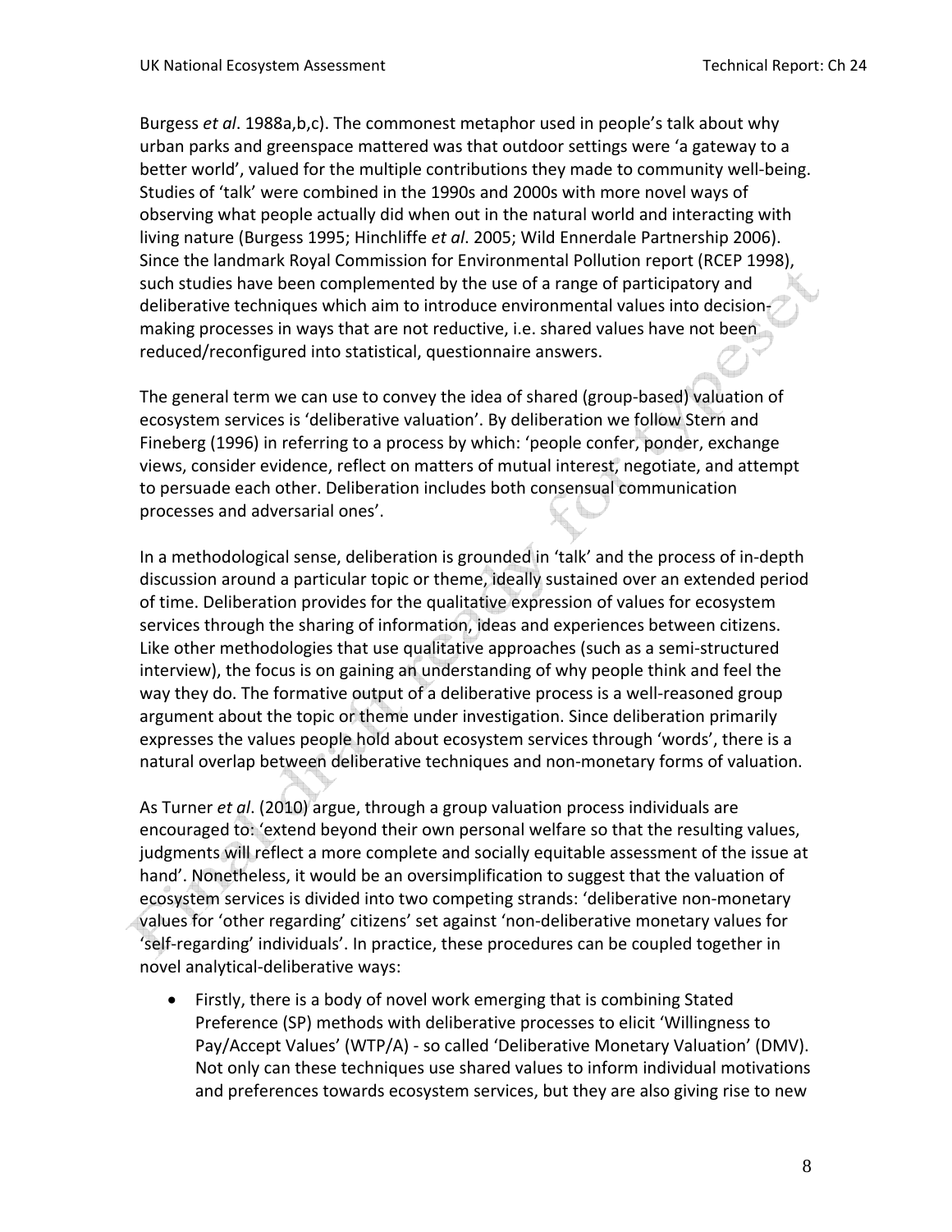Burgess *et al*. 1988a,b,c). The commonest metaphor used in people's talk about why urban parks and greenspace mattered was that outdoor settings were 'a gateway to a better world', valued for the multiple contributions they made to community well-being. Studies of 'talk' were combined in the 1990s and 2000s with more novel ways of observing what people actually did when out in the natural world and interacting with living nature (Burgess 1995; Hinchliffe *et al*. 2005; Wild Ennerdale Partnership 2006). Since the landmark Royal Commission for Environmental Pollution report (RCEP 1998), such studies have been complemented by the use of a range of participatory and deliberative techniques which aim to introduce environmental values into decision-making processes in ways that are not reductive, i.e. shared values have not been reduced/reconfigured into statistical, questionnaire answers.

The general term we can use to convey the idea of shared (group-based) valuation of ecosystem services is 'deliberative valuation'. By deliberation we follow Stern and Fineberg (1996) in referring to a process by which: 'people confer, ponder, exchange views, consider evidence, reflect on matters of mutual interest, negotiate, and attempt to persuade each other. Deliberation includes both consensual communication processes and adversarial ones'.

In a methodological sense, deliberation is grounded in 'talk' and the process of in-depth discussion around a particular topic or theme, ideally sustained over an extended period of time. Deliberation provides for the qualitative expression of values for ecosystem services through the sharing of information, ideas and experiences between citizens. Like other methodologies that use qualitative approaches (such as a semi-structured interview), the focus is on gaining an understanding of why people think and feel the way they do. The formative output of a deliberative process is a well-reasoned group argument about the topic or theme under investigation. Since deliberation primarily expresses the values people hold about ecosystem services through 'words', there is a natural overlap between deliberative techniques and non-monetary forms of valuation.

As Turner *et al*. (2010) argue, through a group valuation process individuals are encouraged to: 'extend beyond their own personal welfare so that the resulting values, judgments will reflect a more complete and socially equitable assessment of the issue at hand'. Nonetheless, it would be an oversimplification to suggest that the valuation of ecosystem services is divided into two competing strands: 'deliberative non-monetary values for 'other regarding' citizens' set against 'non-deliberative monetary values for 'self-regarding' individuals'. In practice, these procedures can be coupled together in novel analytical-deliberative ways:

- Firstly, there is a body of novel work emerging that is combining Stated Preference (SP) methods with deliberative processes to elicit 'Willingness to Pay/Accept Values' (WTP/A) - so called 'Deliberative Monetary Valuation' (DMV). Not only can these techniques use shared values to inform individual motivations and preferences towards ecosystem services, but they are also giving rise to new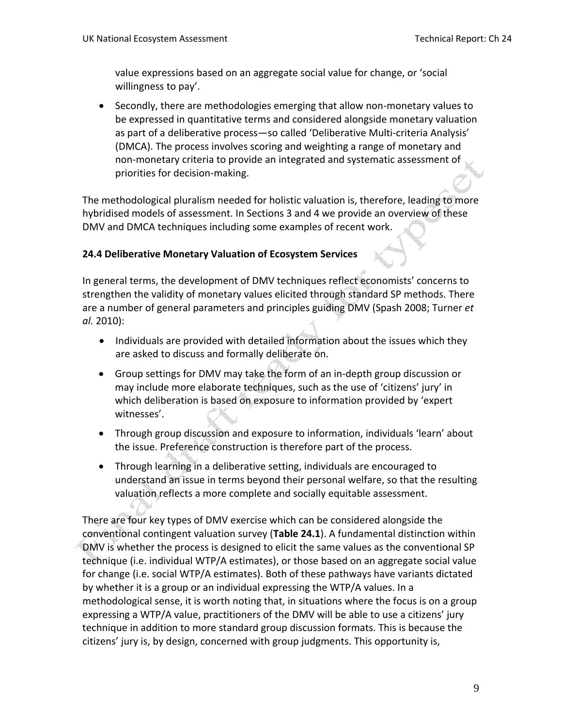value expressions based on an aggregate social value for change, or 'social willingness to pay'.

- Secondly, there are methodologies emerging that allow non-monetary values to be expressed in quantitative terms and considered alongside monetary valuation as part of a deliberative process—so called 'Deliberative Multi-criteria Analysis' (DMCA). The process involves scoring and weighting a range of monetary and non-monetary criteria to provide an integrated and systematic assessment of priorities for decision-making.

The methodological pluralism needed for holistic valuation is, therefore, leading to more hybridised models of assessment. In Sections 3 and 4 we provide an overview of these DMV and DMCA techniques including some examples of recent work.

**24.4 Deliberative Monetary Valuation of Ecosystem Services**

In general terms, the development of DMV techniques reflect economists' concerns to strengthen the validity of monetary values elicited through standard SP methods. There are a number of general parameters and principles guiding DMV (Spash 2008; Turner *et al.* 2010):

- Individuals are provided with detailed information about the issues which they are asked to discuss and formally deliberate on.
- Group settings for DMV may take the form of an in-depth group discussion or may include more elaborate techniques, such as the use of 'citizens' jury' in which deliberation is based on exposure to information provided by 'expert witnesses'.
- Through group discussion and exposure to information, individuals 'learn' about the issue. Preference construction is therefore part of the process.
- Through learning in a deliberative setting, individuals are encouraged to understand an issue in terms beyond their personal welfare, so that the resulting valuation reflects a more complete and socially equitable assessment.

There are four key types of DMV exercise which can be considered alongside the conventional contingent valuation survey (**Table 24.1**). A fundamental distinction within DMV is whether the process is designed to elicit the same values as the conventional SP technique (i.e. individual WTP/A estimates), or those based on an aggregate social value for change (i.e. social WTP/A estimates). Both of these pathways have variants dictated by whether it is a group or an individual expressing the WTP/A values. In a methodological sense, it is worth noting that, in situations where the focus is on a group expressing a WTP/A value, practitioners of the DMV will be able to use a citizens' jury technique in addition to more standard group discussion formats. This is because the citizens' jury is, by design, concerned with group judgments. This opportunity is,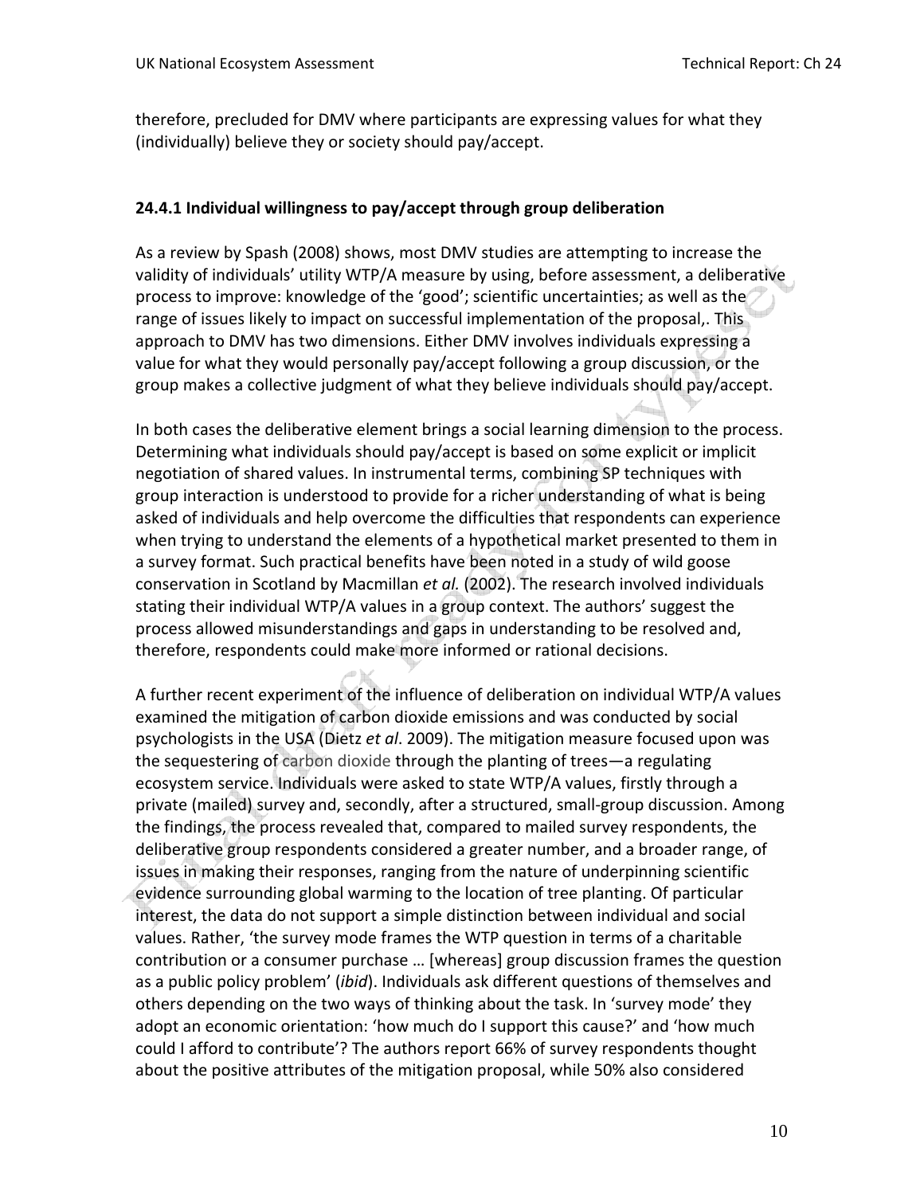therefore, precluded for DMV where participants are expressing values for what they (individually) believe they or society should pay/accept.

### 24.4.1 Individual willingness to pay/accept through group deliberation

As a review by Spash (2008) shows, most DMV studies are attempting to increase the validity of individuals' utility WTP/A measure by using, before assessment, a deliberative process to improve: knowledge of the 'good'; scientific uncertainties; as well as the range of issues likely to impact on successful implementation of the proposal,. This approach to DMV has two dimensions. Either DMV involves individuals expressing a value for what they would personally pay/accept following a group discussion, or the group makes a collective judgment of what they believe individuals should pay/accept.

In both cases the deliberative element brings a social learning dimension to the process. Determining what individuals should pay/accept is based on some explicit or implicit negotiation of shared values. In instrumental terms, combining SP techniques with group interaction is understood to provide for a richer understanding of what is being asked of individuals and help overcome the difficulties that respondents can experience when trying to understand the elements of a hypothetical market presented to them in a survey format. Such practical benefits have been noted in a study of wild goose conservation in Scotland by Macmillan *et al.* (2002). The research involved individuals stating their individual WTP/A values in a group context. The authors' suggest the process allowed misunderstandings and gaps in understanding to be resolved and, therefore, respondents could make more informed or rational decisions.

A further recent experiment of the influence of deliberation on individual WTP/A values examined the mitigation of carbon dioxide emissions and was conducted by social psychologists in the USA (Dietz *et al*. 2009). The mitigation measure focused upon was the sequestering of carbon dioxide through the planting of trees—a regulating ecosystem service. Individuals were asked to state WTP/A values, firstly through a private (mailed) survey and, secondly, after a structured, small-group discussion. Among the findings, the process revealed that, compared to mailed survey respondents, the deliberative group respondents considered a greater number, and a broader range, of issues in making their responses, ranging from the nature of underpinning scientific evidence surrounding global warming to the location of tree planting. Of particular interest, the data do not support a simple distinction between individual and social values. Rather, 'the survey mode frames the WTP question in terms of a charitable contribution or a consumer purchase … [whereas] group discussion frames the question as a public policy problem' (*ibid*). Individuals ask different questions of themselves and others depending on the two ways of thinking about the task. In 'survey mode' they adopt an economic orientation: 'how much do I support this cause?' and 'how much could I afford to contribute'? The authors report 66% of survey respondents thought about the positive attributes of the mitigation proposal, while 50% also considered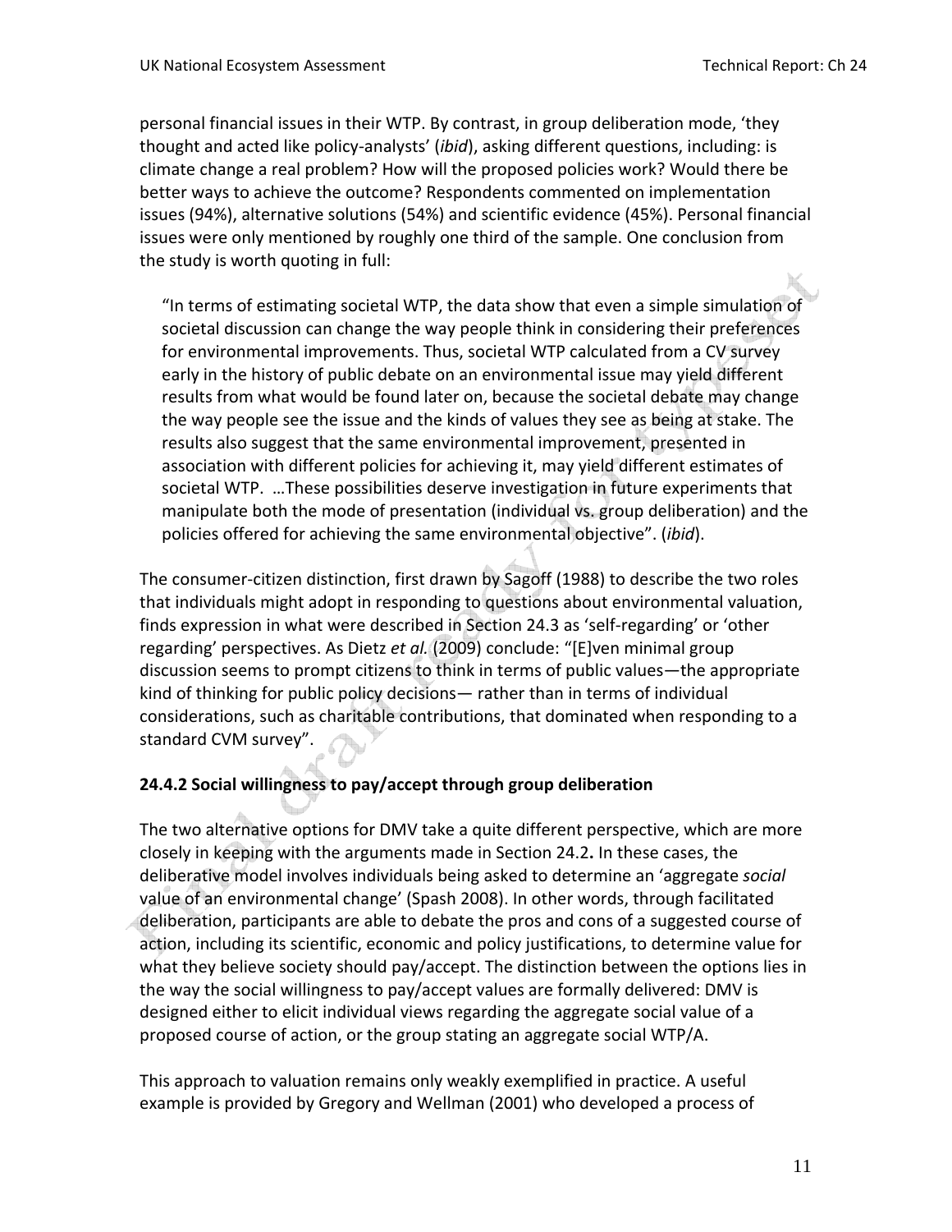personal financial issues in their WTP. By contrast, in group deliberation mode, 'they thought and acted like policy-analysts' (*ibid*), asking different questions, including: is climate change a real problem? How will the proposed policies work? Would there be better ways to achieve the outcome? Respondents commented on implementation issues (94%), alternative solutions (54%) and scientific evidence (45%). Personal financial issues were only mentioned by roughly one third of the sample. One conclusion from the study is worth quoting in full:

> "In terms of estimating societal WTP, the data show that even a simple simulation of societal discussion can change the way people think in considering their preferences for environmental improvements. Thus, societal WTP calculated from a CV survey early in the history of public debate on an environmental issue may yield different results from what would be found later on, because the societal debate may change the way people see the issue and the kinds of values they see as being at stake. The results also suggest that the same environmental improvement, presented in association with different policies for achieving it, may yield different estimates of societal WTP. …These possibilities deserve investigation in future experiments that manipulate both the mode of presentation (individual vs. group deliberation) and the policies offered for achieving the same environmental objective". (*ibid*).

The consumer-citizen distinction, first drawn by Sagoff (1988) to describe the two roles that individuals might adopt in responding to questions about environmental valuation, finds expression in what were described in Section 24.3 as 'self-regarding' or 'other regarding' perspectives. As Dietz *et al.* (2009) conclude: "[E]ven minimal group discussion seems to prompt citizens to think in terms of public values—the appropriate kind of thinking for public policy decisions— rather than in terms of individual considerations, such as charitable contributions, that dominated when responding to a standard CVM survey".

### 24.4.2 Social willingness to pay/accept through group deliberation

The two alternative options for DMV take a quite different perspective, which are more closely in keeping with the arguments made in Section 24.2**.** In these cases, the deliberative model involves individuals being asked to determine an 'aggregate *social* value of an environmental change' (Spash 2008). In other words, through facilitated deliberation, participants are able to debate the pros and cons of a suggested course of action, including its scientific, economic and policy justifications, to determine value for what they believe society should pay/accept. The distinction between the options lies in the way the social willingness to pay/accept values are formally delivered: DMV is designed either to elicit individual views regarding the aggregate social value of a proposed course of action, or the group stating an aggregate social WTP/A.

This approach to valuation remains only weakly exemplified in practice. A useful example is provided by Gregory and Wellman (2001) who developed a process of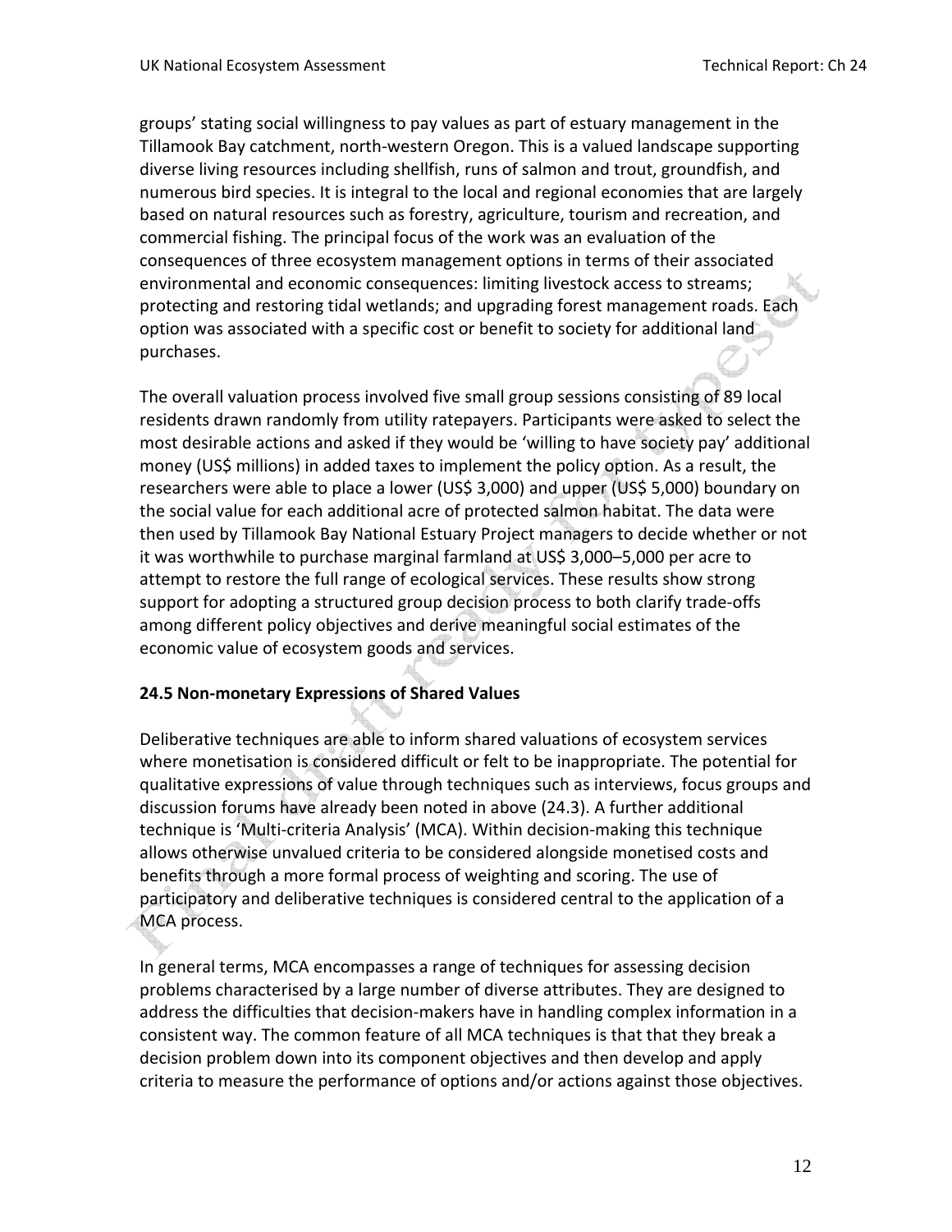groups' stating social willingness to pay values as part of estuary management in the Tillamook Bay catchment, north-western Oregon. This is a valued landscape supporting diverse living resources including shellfish, runs of salmon and trout, groundfish, and numerous bird species. It is integral to the local and regional economies that are largely based on natural resources such as forestry, agriculture, tourism and recreation, and commercial fishing. The principal focus of the work was an evaluation of the consequences of three ecosystem management options in terms of their associated environmental and economic consequences: limiting livestock access to streams; protecting and restoring tidal wetlands; and upgrading forest management roads. Each option was associated with a specific cost or benefit to society for additional land purchases.

The overall valuation process involved five small group sessions consisting of 89 local residents drawn randomly from utility ratepayers. Participants were asked to select the most desirable actions and asked if they would be 'willing to have society pay' additional money (US$ millions) in added taxes to implement the policy option. As a result, the researchers were able to place a lower (US$ 3,000) and upper (US$ 5,000) boundary on the social value for each additional acre of protected salmon habitat. The data were then used by Tillamook Bay National Estuary Project managers to decide whether or not it was worthwhile to purchase marginal farmland at US$ 3,000–5,000 per acre to attempt to restore the full range of ecological services. These results show strong support for adopting a structured group decision process to both clarify trade-offs among different policy objectives and derive meaningful social estimates of the economic value of ecosystem goods and services.

## 24.5 Non-monetary Expressions of Shared Values

Deliberative techniques are able to inform shared valuations of ecosystem services where monetisation is considered difficult or felt to be inappropriate. The potential for qualitative expressions of value through techniques such as interviews, focus groups and discussion forums have already been noted in above (24.3). A further additional technique is 'Multi-criteria Analysis' (MCA). Within decision-making this technique allows otherwise unvalued criteria to be considered alongside monetised costs and benefits through a more formal process of weighting and scoring. The use of participatory and deliberative techniques is considered central to the application of a MCA process.

In general terms, MCA encompasses a range of techniques for assessing decision problems characterised by a large number of diverse attributes. They are designed to address the difficulties that decision-makers have in handling complex information in a consistent way. The common feature of all MCA techniques is that that they break a decision problem down into its component objectives and then develop and apply criteria to measure the performance of options and/or actions against those objectives.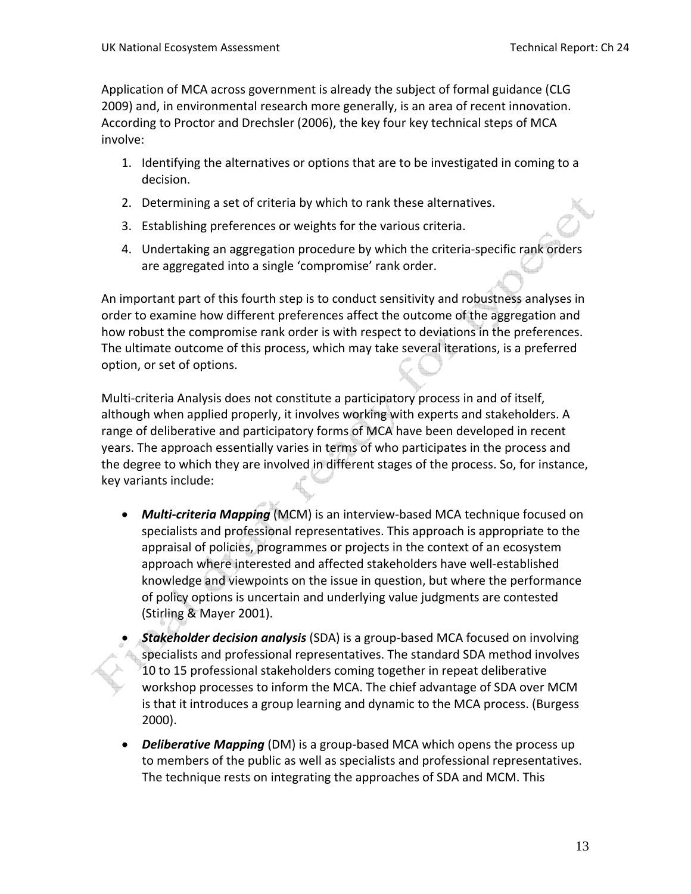Application of MCA across government is already the subject of formal guidance (CLG 2009) and, in environmental research more generally, is an area of recent innovation. According to Proctor and Drechsler (2006), the key four key technical steps of MCA involve:

1. Identifying the alternatives or options that are to be investigated in coming to a decision.
2. Determining a set of criteria by which to rank these alternatives.
3. Establishing preferences or weights for the various criteria.
4. Undertaking an aggregation procedure by which the criteria-specific rank orders are aggregated into a single 'compromise' rank order.

An important part of this fourth step is to conduct sensitivity and robustness analyses in order to examine how different preferences affect the outcome of the aggregation and how robust the compromise rank order is with respect to deviations in the preferences. The ultimate outcome of this process, which may take several iterations, is a preferred option, or set of options.

Multi-criteria Analysis does not constitute a participatory process in and of itself, although when applied properly, it involves working with experts and stakeholders. A range of deliberative and participatory forms of MCA have been developed in recent years. The approach essentially varies in terms of who participates in the process and the degree to which they are involved in different stages of the process. So, for instance, key variants include:

- ***Multi-criteria Mapping*** (MCM) is an interview-based MCA technique focused on specialists and professional representatives. This approach is appropriate to the appraisal of policies, programmes or projects in the context of an ecosystem approach where interested and affected stakeholders have well-established knowledge and viewpoints on the issue in question, but where the performance of policy options is uncertain and underlying value judgments are contested (Stirling & Mayer 2001).
- ***Stakeholder decision analysis*** (SDA) is a group-based MCA focused on involving specialists and professional representatives. The standard SDA method involves 10 to 15 professional stakeholders coming together in repeat deliberative workshop processes to inform the MCA. The chief advantage of SDA over MCM is that it introduces a group learning and dynamic to the MCA process. (Burgess 2000).
- ***Deliberative Mapping*** (DM) is a group-based MCA which opens the process up to members of the public as well as specialists and professional representatives. The technique rests on integrating the approaches of SDA and MCM. This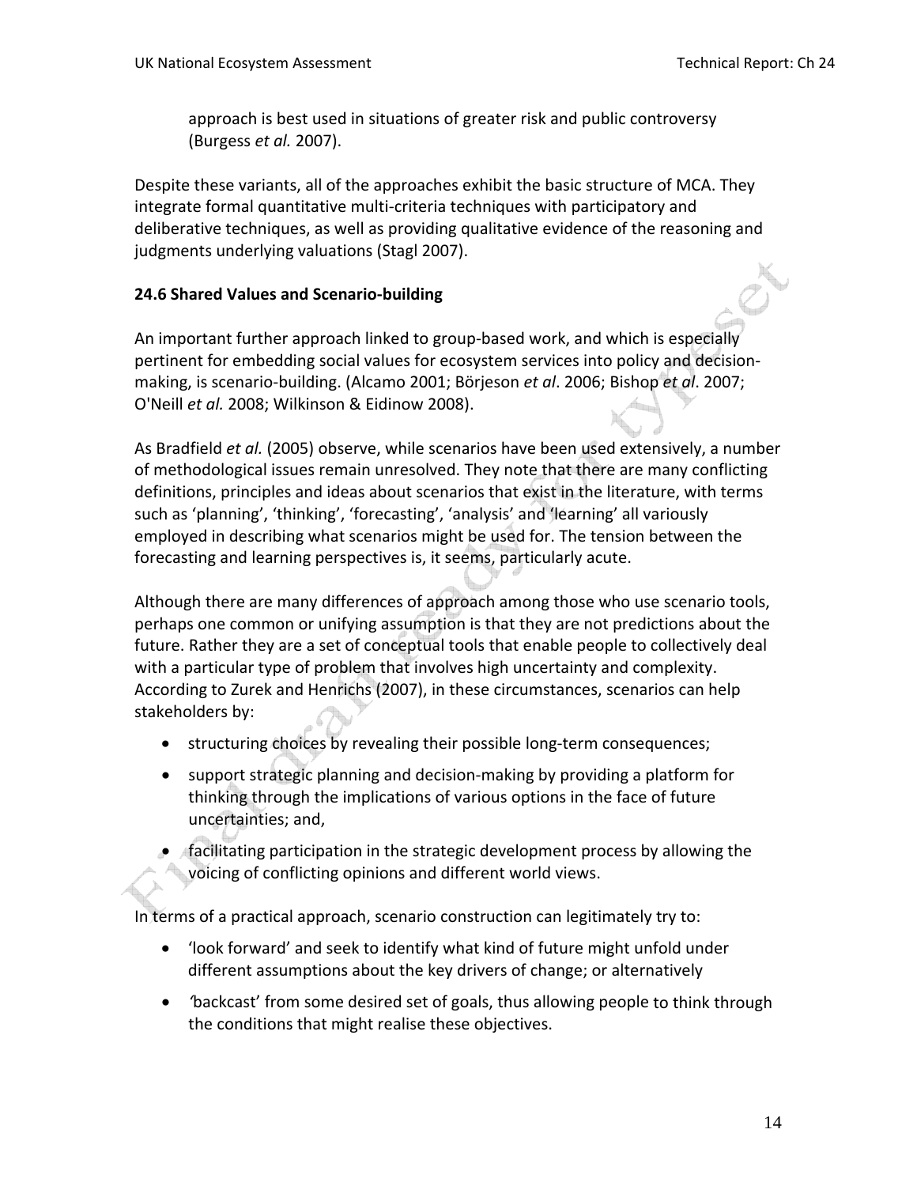approach is best used in situations of greater risk and public controversy (Burgess *et al.* 2007).

Despite these variants, all of the approaches exhibit the basic structure of MCA. They integrate formal quantitative multi-criteria techniques with participatory and deliberative techniques, as well as providing qualitative evidence of the reasoning and judgments underlying valuations (Stagl 2007).

## 24.6 Shared Values and Scenario-building

An important further approach linked to group-based work, and which is especially pertinent for embedding social values for ecosystem services into policy and decision-making, is scenario-building. (Alcamo 2001; Börjeson *et al*. 2006; Bishop *et al*. 2007; O'Neill *et al.* 2008; Wilkinson & Eidinow 2008).

As Bradfield *et al.* (2005) observe, while scenarios have been used extensively, a number of methodological issues remain unresolved. They note that there are many conflicting definitions, principles and ideas about scenarios that exist in the literature, with terms such as 'planning', 'thinking', 'forecasting', 'analysis' and 'learning' all variously employed in describing what scenarios might be used for. The tension between the forecasting and learning perspectives is, it seems, particularly acute.

Although there are many differences of approach among those who use scenario tools, perhaps one common or unifying assumption is that they are not predictions about the future. Rather they are a set of conceptual tools that enable people to collectively deal with a particular type of problem that involves high uncertainty and complexity. According to Zurek and Henrichs (2007), in these circumstances, scenarios can help stakeholders by:

- structuring choices by revealing their possible long-term consequences;
- support strategic planning and decision-making by providing a platform for thinking through the implications of various options in the face of future uncertainties; and,
- facilitating participation in the strategic development process by allowing the voicing of conflicting opinions and different world views.

In terms of a practical approach, scenario construction can legitimately try to:

- 'look forward' and seek to identify what kind of future might unfold under different assumptions about the key drivers of change; or alternatively
- 'backcast' from some desired set of goals, thus allowing people to think through the conditions that might realise these objectives.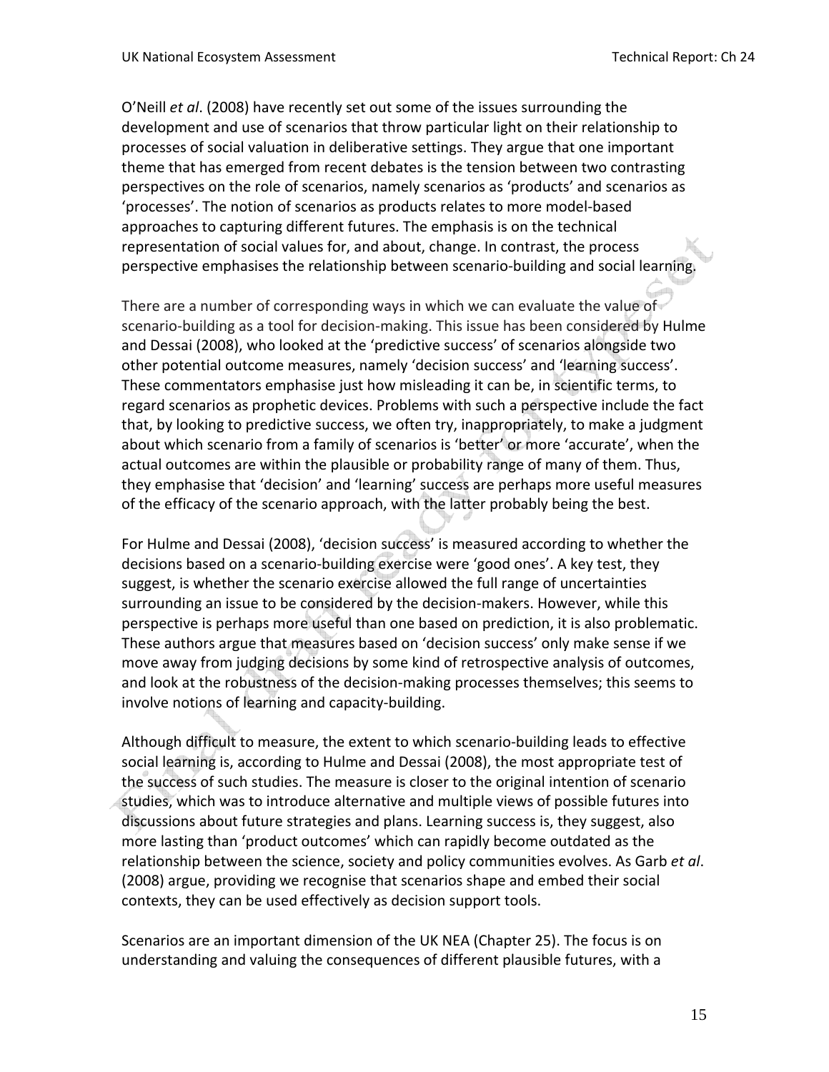O'Neill *et al*. (2008) have recently set out some of the issues surrounding the development and use of scenarios that throw particular light on their relationship to processes of social valuation in deliberative settings. They argue that one important theme that has emerged from recent debates is the tension between two contrasting perspectives on the role of scenarios, namely scenarios as 'products' and scenarios as 'processes'. The notion of scenarios as products relates to more model-based approaches to capturing different futures. The emphasis is on the technical representation of social values for, and about, change. In contrast, the process perspective emphasises the relationship between scenario-building and social learning.

There are a number of corresponding ways in which we can evaluate the value of scenario-building as a tool for decision-making. This issue has been considered by Hulme and Dessai (2008), who looked at the 'predictive success' of scenarios alongside two other potential outcome measures, namely 'decision success' and 'learning success'. These commentators emphasise just how misleading it can be, in scientific terms, to regard scenarios as prophetic devices. Problems with such a perspective include the fact that, by looking to predictive success, we often try, inappropriately, to make a judgment about which scenario from a family of scenarios is 'better' or more 'accurate', when the actual outcomes are within the plausible or probability range of many of them. Thus, they emphasise that 'decision' and 'learning' success are perhaps more useful measures of the efficacy of the scenario approach, with the latter probably being the best.

For Hulme and Dessai (2008), 'decision success' is measured according to whether the decisions based on a scenario-building exercise were 'good ones'. A key test, they suggest, is whether the scenario exercise allowed the full range of uncertainties surrounding an issue to be considered by the decision-makers. However, while this perspective is perhaps more useful than one based on prediction, it is also problematic. These authors argue that measures based on 'decision success' only make sense if we move away from judging decisions by some kind of retrospective analysis of outcomes, and look at the robustness of the decision-making processes themselves; this seems to involve notions of learning and capacity-building.

Although difficult to measure, the extent to which scenario-building leads to effective social learning is, according to Hulme and Dessai (2008), the most appropriate test of the success of such studies. The measure is closer to the original intention of scenario studies, which was to introduce alternative and multiple views of possible futures into discussions about future strategies and plans. Learning success is, they suggest, also more lasting than 'product outcomes' which can rapidly become outdated as the relationship between the science, society and policy communities evolves. As Garb *et al*. (2008) argue, providing we recognise that scenarios shape and embed their social contexts, they can be used effectively as decision support tools.

Scenarios are an important dimension of the UK NEA (Chapter 25). The focus is on understanding and valuing the consequences of different plausible futures, with a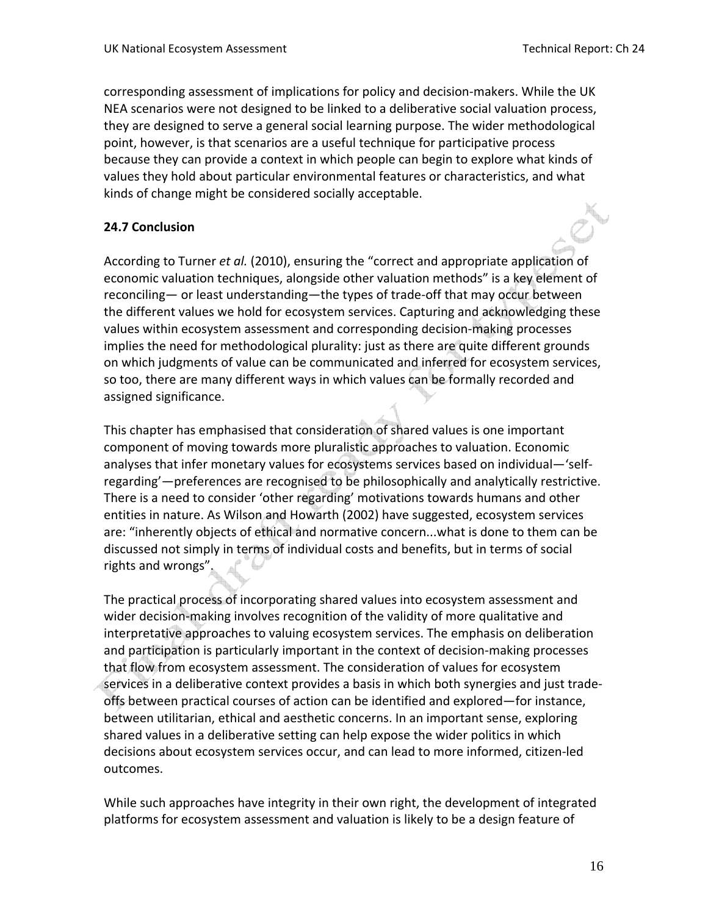corresponding assessment of implications for policy and decision-makers. While the UK NEA scenarios were not designed to be linked to a deliberative social valuation process, they are designed to serve a general social learning purpose. The wider methodological point, however, is that scenarios are a useful technique for participative process because they can provide a context in which people can begin to explore what kinds of values they hold about particular environmental features or characteristics, and what kinds of change might be considered socially acceptable.

## 24.7 Conclusion

According to Turner *et al.* (2010), ensuring the "correct and appropriate application of economic valuation techniques, alongside other valuation methods" is a key element of reconciling— or least understanding—the types of trade-off that may occur between the different values we hold for ecosystem services. Capturing and acknowledging these values within ecosystem assessment and corresponding decision-making processes implies the need for methodological plurality: just as there are quite different grounds on which judgments of value can be communicated and inferred for ecosystem services, so too, there are many different ways in which values can be formally recorded and assigned significance.

This chapter has emphasised that consideration of shared values is one important component of moving towards more pluralistic approaches to valuation. Economic analyses that infer monetary values for ecosystems services based on individual—'self-regarding'—preferences are recognised to be philosophically and analytically restrictive. There is a need to consider 'other regarding' motivations towards humans and other entities in nature. As Wilson and Howarth (2002) have suggested, ecosystem services are: "inherently objects of ethical and normative concern...what is done to them can be discussed not simply in terms of individual costs and benefits, but in terms of social rights and wrongs".

The practical process of incorporating shared values into ecosystem assessment and wider decision-making involves recognition of the validity of more qualitative and interpretative approaches to valuing ecosystem services. The emphasis on deliberation and participation is particularly important in the context of decision-making processes that flow from ecosystem assessment. The consideration of values for ecosystem services in a deliberative context provides a basis in which both synergies and just trade-offs between practical courses of action can be identified and explored—for instance, between utilitarian, ethical and aesthetic concerns. In an important sense, exploring shared values in a deliberative setting can help expose the wider politics in which decisions about ecosystem services occur, and can lead to more informed, citizen-led outcomes.

While such approaches have integrity in their own right, the development of integrated platforms for ecosystem assessment and valuation is likely to be a design feature of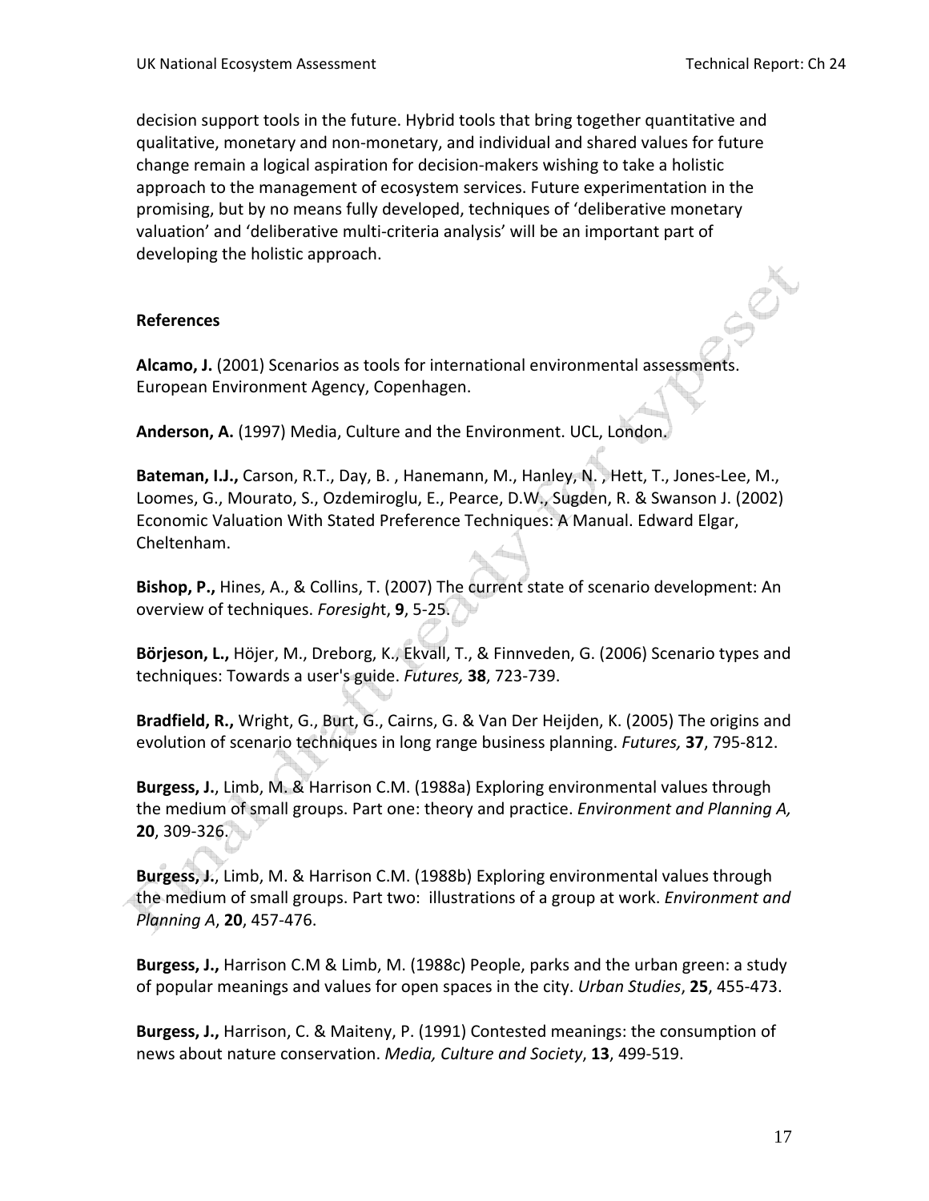decision support tools in the future. Hybrid tools that bring together quantitative and qualitative, monetary and non-monetary, and individual and shared values for future change remain a logical aspiration for decision-makers wishing to take a holistic approach to the management of ecosystem services. Future experimentation in the promising, but by no means fully developed, techniques of 'deliberative monetary valuation' and 'deliberative multi-criteria analysis' will be an important part of developing the holistic approach.

## References

**Alcamo, J.** (2001) Scenarios as tools for international environmental assessments. European Environment Agency, Copenhagen.

**Anderson, A.** (1997) Media, Culture and the Environment. UCL, London.

**Bateman, I.J.,** Carson, R.T., Day, B. , Hanemann, M., Hanley, N. , Hett, T., Jones-Lee, M., Loomes, G., Mourato, S., Ozdemiroglu, E., Pearce, D.W., Sugden, R. & Swanson J. (2002) Economic Valuation With Stated Preference Techniques: A Manual. Edward Elgar, Cheltenham.

**Bishop, P.,** Hines, A., & Collins, T. (2007) The current state of scenario development: An overview of techniques. *Foresight*, **9**, 5-25.

**Börjeson, L.,** Höjer, M., Dreborg, K., Ekvall, T., & Finnveden, G. (2006) Scenario types and techniques: Towards a user's guide. *Futures,* **38**, 723-739.

**Bradfield, R.,** Wright, G., Burt, G., Cairns, G. & Van Der Heijden, K. (2005) The origins and evolution of scenario techniques in long range business planning. *Futures,* **37**, 795-812.

**Burgess, J.**, Limb, M. & Harrison C.M. (1988a) Exploring environmental values through the medium of small groups. Part one: theory and practice. *Environment and Planning A,* **20**, 309-326.

**Burgess, J.**, Limb, M. & Harrison C.M. (1988b) Exploring environmental values through the medium of small groups. Part two: illustrations of a group at work. *Environment and Planning A*, **20**, 457-476.

**Burgess, J.,** Harrison C.M & Limb, M. (1988c) People, parks and the urban green: a study of popular meanings and values for open spaces in the city. *Urban Studies*, **25**, 455-473.

**Burgess, J.,** Harrison, C. & Maiteny, P. (1991) Contested meanings: the consumption of news about nature conservation. *Media, Culture and Society*, **13**, 499-519.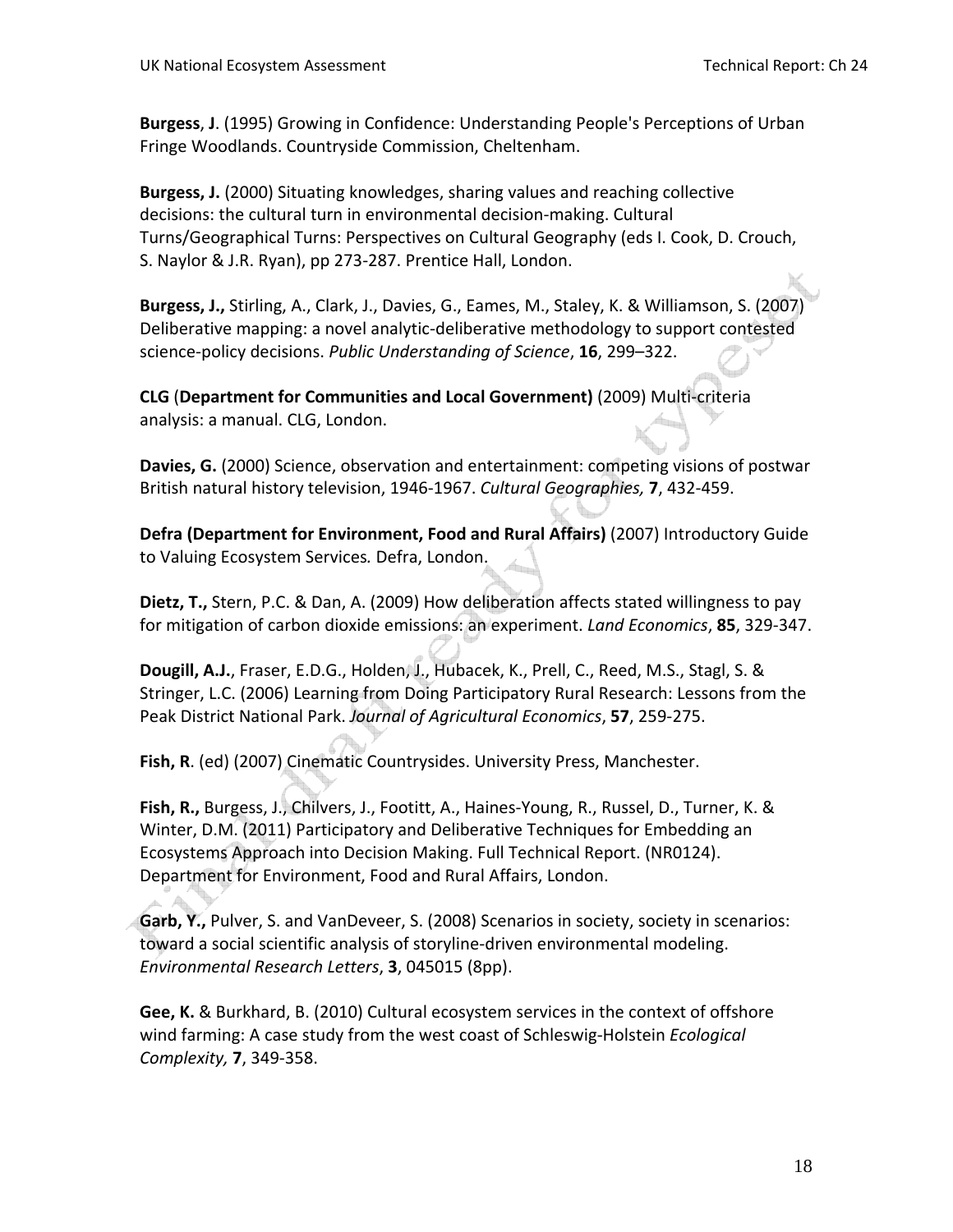**Burgess**, **J**. (1995) Growing in Confidence: Understanding People's Perceptions of Urban Fringe Woodlands. Countryside Commission, Cheltenham.

**Burgess, J.** (2000) Situating knowledges, sharing values and reaching collective decisions: the cultural turn in environmental decision-making. Cultural Turns/Geographical Turns: Perspectives on Cultural Geography (eds I. Cook, D. Crouch, S. Naylor & J.R. Ryan), pp 273-287. Prentice Hall, London.

**Burgess, J.,** Stirling, A., Clark, J., Davies, G., Eames, M., Staley, K. & Williamson, S. (2007) Deliberative mapping: a novel analytic-deliberative methodology to support contested science-policy decisions. *Public Understanding of Science*, **16**, 299–322.

**CLG** (**Department for Communities and Local Government)** (2009) Multi-criteria analysis: a manual. CLG, London.

**Davies, G.** (2000) Science, observation and entertainment: competing visions of postwar British natural history television, 1946-1967. *Cultural Geographies,* **7**, 432-459.

**Defra (Department for Environment, Food and Rural Affairs)** (2007) Introductory Guide to Valuing Ecosystem Services*.* Defra, London.

**Dietz, T.,** Stern, P.C. & Dan, A. (2009) How deliberation affects stated willingness to pay for mitigation of carbon dioxide emissions: an experiment. *Land Economics*, **85**, 329-347.

**Dougill, A.J.**, Fraser, E.D.G., Holden, J., Hubacek, K., Prell, C., Reed, M.S., Stagl, S. & Stringer, L.C. (2006) Learning from Doing Participatory Rural Research: Lessons from the Peak District National Park. *Journal of Agricultural Economics*, **57**, 259-275.

**Fish, R**. (ed) (2007) Cinematic Countrysides. University Press, Manchester.

**Fish, R.,** Burgess, J., Chilvers, J., Footitt, A., Haines-Young, R., Russel, D., Turner, K. & Winter, D.M. (2011) Participatory and Deliberative Techniques for Embedding an Ecosystems Approach into Decision Making. Full Technical Report. (NR0124). Department for Environment, Food and Rural Affairs, London.

**Garb, Y.,** Pulver, S. and VanDeveer, S. (2008) Scenarios in society, society in scenarios: toward a social scientific analysis of storyline-driven environmental modeling. *Environmental Research Letters*, **3**, 045015 (8pp).

**Gee, K.** & Burkhard, B. (2010) Cultural ecosystem services in the context of offshore wind farming: A case study from the west coast of Schleswig-Holstein *Ecological Complexity,* **7**, 349-358.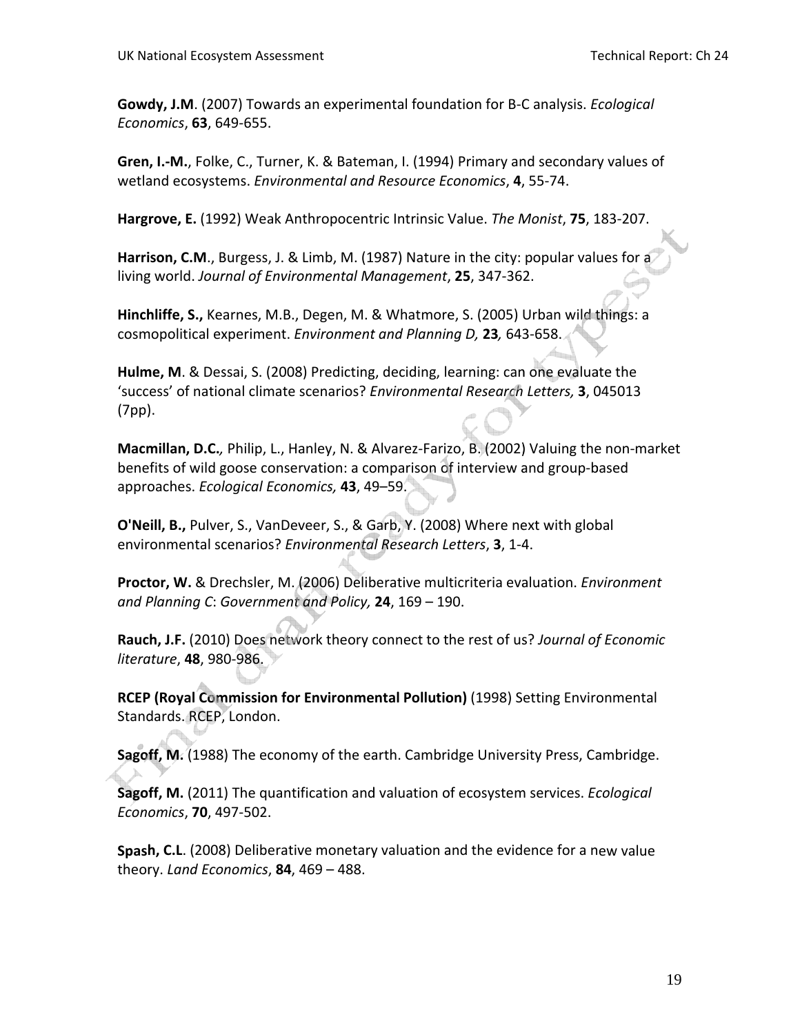**Gowdy, J.M**. (2007) Towards an experimental foundation for B-C analysis. *Ecological Economics*, **63**, 649-655.

**Gren, I.-M.**, Folke, C., Turner, K. & Bateman, I. (1994) Primary and secondary values of wetland ecosystems. *Environmental and Resource Economics*, **4**, 55-74.

**Hargrove, E.** (1992) Weak Anthropocentric Intrinsic Value. *The Monist*, **75**, 183-207.

**Harrison, C.M**., Burgess, J. & Limb, M. (1987) Nature in the city: popular values for a living world. *Journal of Environmental Management*, **25**, 347-362.

**Hinchliffe, S.,** Kearnes, M.B., Degen, M. & Whatmore, S. (2005) Urban wild things: a cosmopolitical experiment. *Environment and Planning D,* **23***,* 643-658.

**Hulme, M**. & Dessai, S. (2008) Predicting, deciding, learning: can one evaluate the 'success' of national climate scenarios? *Environmental Research Letters,* **3**, 045013 (7pp).

**Macmillan, D.C.***,* Philip, L., Hanley, N. & Alvarez-Farizo, B. (2002) Valuing the non-market benefits of wild goose conservation: a comparison of interview and group-based approaches. *Ecological Economics,* **43**, 49–59.

**O'Neill, B.,** Pulver, S., VanDeveer, S., & Garb, Y. (2008) Where next with global environmental scenarios? *Environmental Research Letters*, **3**, 1-4.

**Proctor, W.** & Drechsler, M. (2006) Deliberative multicriteria evaluation. *Environment and Planning C*: *Government and Policy,* **24**, 169 – 190.

**Rauch, J.F.** (2010) Does network theory connect to the rest of us? *Journal of Economic literature*, **48**, 980-986.

**RCEP (Royal Commission for Environmental Pollution)** (1998) Setting Environmental Standards. RCEP, London.

**Sagoff, M.** (1988) The economy of the earth. Cambridge University Press, Cambridge.

**Sagoff, M.** (2011) The quantification and valuation of ecosystem services. *Ecological Economics*, **70**, 497-502.

**Spash, C.L**. (2008) Deliberative monetary valuation and the evidence for a new value theory. *Land Economics*, **84**, 469 – 488.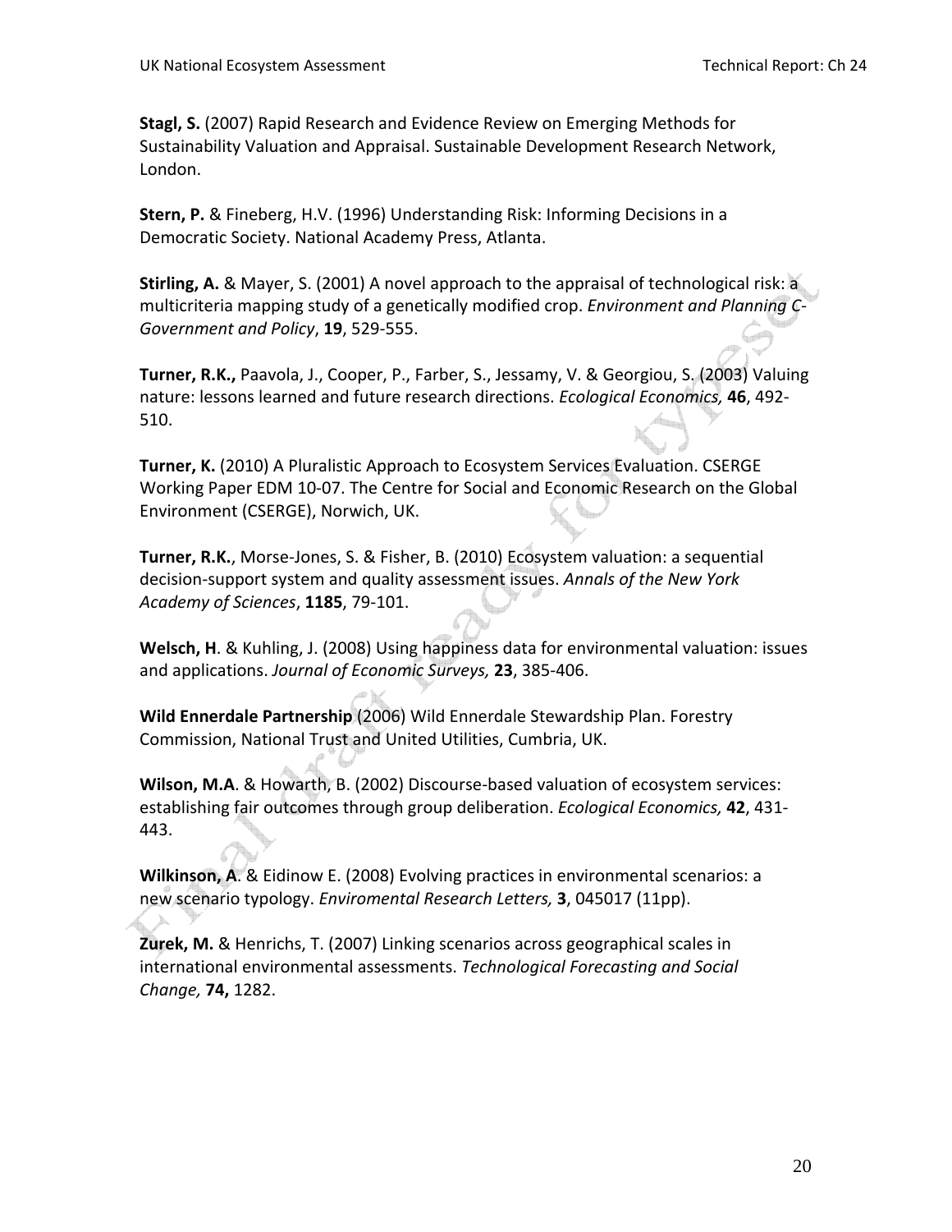**Stagl, S.** (2007) Rapid Research and Evidence Review on Emerging Methods for Sustainability Valuation and Appraisal. Sustainable Development Research Network, London.

**Stern, P.** & Fineberg, H.V. (1996) Understanding Risk: Informing Decisions in a Democratic Society. National Academy Press, Atlanta.

**Stirling, A.** & Mayer, S. (2001) A novel approach to the appraisal of technological risk: a multicriteria mapping study of a genetically modified crop. *Environment and Planning C-Government and Policy*, **19**, 529-555.

**Turner, R.K.,** Paavola, J., Cooper, P., Farber, S., Jessamy, V. & Georgiou, S. (2003) Valuing nature: lessons learned and future research directions. *Ecological Economics,* **46**, 492-510.

**Turner, K.** (2010) A Pluralistic Approach to Ecosystem Services Evaluation. CSERGE Working Paper EDM 10-07. The Centre for Social and Economic Research on the Global Environment (CSERGE), Norwich, UK.

**Turner, R.K.**, Morse-Jones, S. & Fisher, B. (2010) Ecosystem valuation: a sequential decision-support system and quality assessment issues. *Annals of the New York Academy of Sciences*, **1185**, 79-101.

**Welsch, H**. & Kuhling, J. (2008) Using happiness data for environmental valuation: issues and applications. *Journal of Economic Surveys,* **23**, 385-406.

**Wild Ennerdale Partnership** (2006) Wild Ennerdale Stewardship Plan. Forestry Commission, National Trust and United Utilities, Cumbria, UK.

**Wilson, M.A**. & Howarth, B. (2002) Discourse-based valuation of ecosystem services: establishing fair outcomes through group deliberation. *Ecological Economics,* **42**, 431-443.

**Wilkinson, A**. & Eidinow E. (2008) Evolving practices in environmental scenarios: a new scenario typology. *Enviromental Research Letters,* **3**, 045017 (11pp).

**Zurek, M.** & Henrichs, T. (2007) Linking scenarios across geographical scales in international environmental assessments. *Technological Forecasting and Social Change,* **74,** 1282.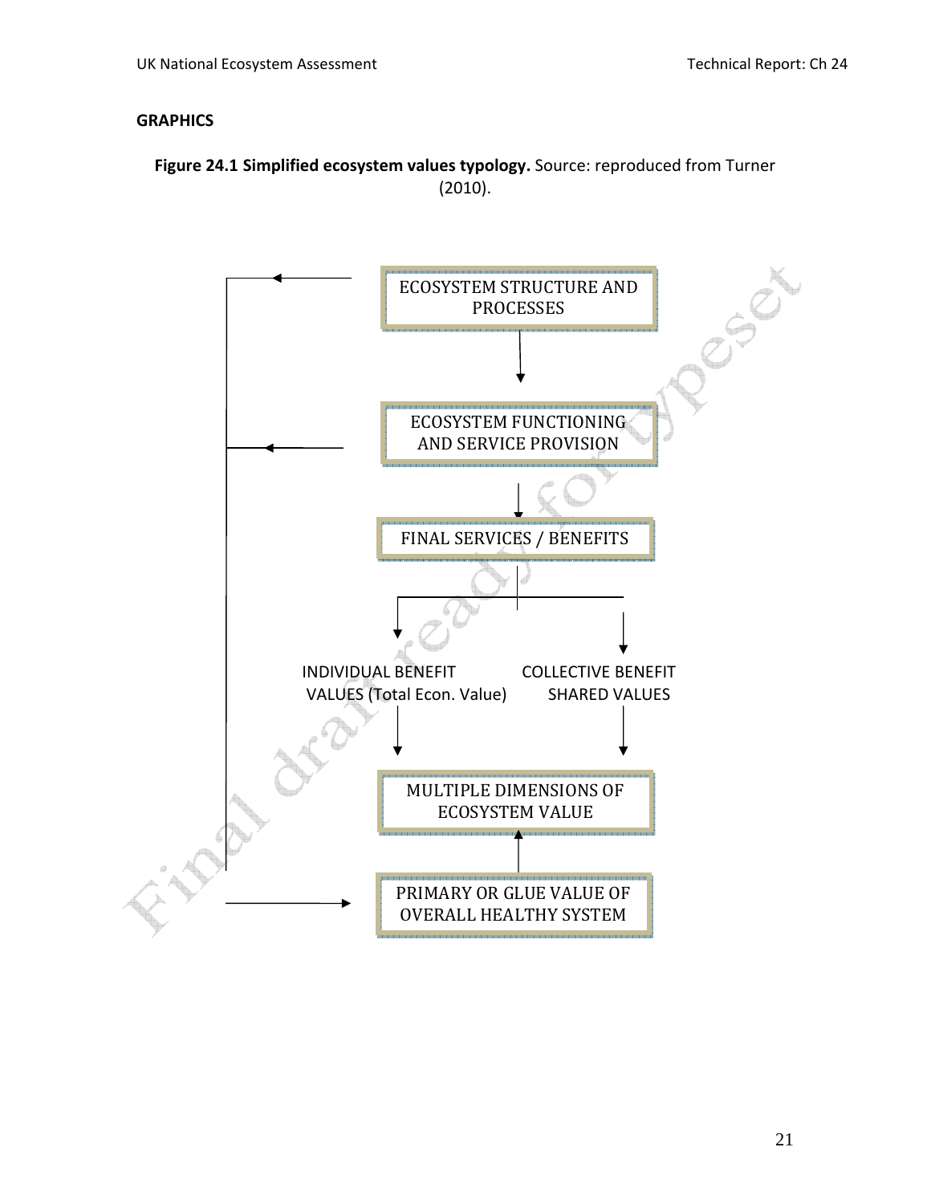**GRAPHICS**

**Figure 24.1 Simplified ecosystem values typology.** Source: reproduced from Turner (2010).

ECOSYSTEM STRUCTURE AND PROCESSES

ECOSYSTEM FUNCTIONING AND SERVICE PROVISION

FINAL SERVICES / BENEFITS

INDIVIDUAL BENEFIT VALUES (Total Econ. Value)

COLLECTIVE BENEFIT SHARED VALUES

MULTIPLE DIMENSIONS OF ECOSYSTEM VALUE

PRIMARY OR GLUE VALUE OF OVERALL HEALTHY SYSTEM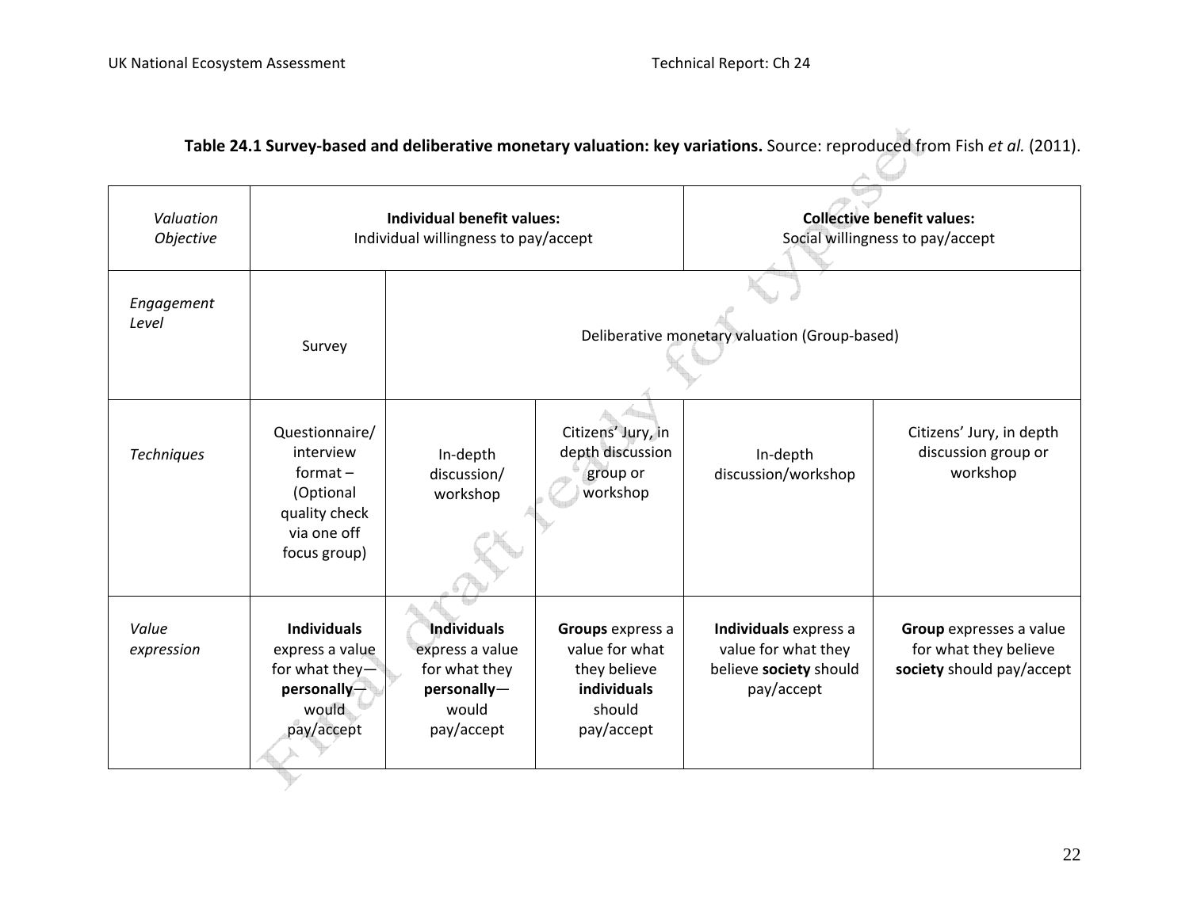**Table 24.1 Survey-based and deliberative monetary valuation: key variations.** Source: reproduced from Fish *et al.* (2011).

| *Valuation Objective* | **Individual benefit values:** Individual willingness to pay/accept | | | **Collective benefit values:** Social willingness to pay/accept | |
|---|---|---|---|---|---|
| *Engagement Level* | Survey | Deliberative monetary valuation (Group-based) | | | |
| *Techniques* | Questionnaire/ interview format – (Optional quality check via one off focus group) | In-depth discussion/ workshop | Citizens' Jury, in depth discussion group or workshop | In-depth discussion/workshop | Citizens' Jury, in depth discussion group or workshop |
| *Value expression* | **Individuals** express a value for what they—**personally**—would pay/accept | **Individuals** express a value for what they **personally**—would pay/accept | **Groups** express a value for what they believe **individuals** should pay/accept | **Individuals** express a value for what they believe **society** should pay/accept | **Group** expresses a value for what they believe **society** should pay/accept |